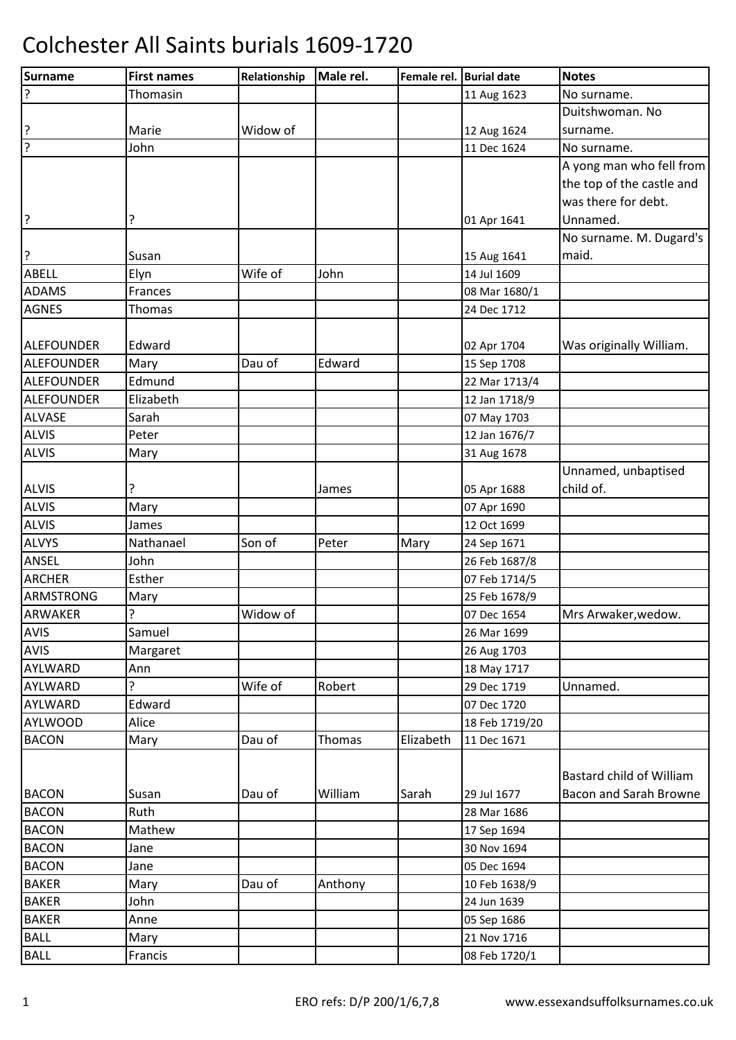# Colchester All Saints burials 1609-1720

| Surname | First names | Relationship | Male rel. | Female rel. | Burial date | Notes |
|---|---|---|---|---|---|---|
| ? | Thomasin | | | | 11 Aug 1623 | No surname. |
| ? | Marie | Widow of | | | 12 Aug 1624 | Duitshwoman. No surname. |
| ? | John | | | | 11 Dec 1624 | No surname. |
| ? | ? | | | | 01 Apr 1641 | A yong man who fell from the top of the castle and was there for debt. Unnamed. |
| ? | Susan | | | | 15 Aug 1641 | No surname. M. Dugard's maid. |
| ABELL | Elyn | Wife of | John | | 14 Jul 1609 | |
| ADAMS | Frances | | | | 08 Mar 1680/1 | |
| AGNES | Thomas | | | | 24 Dec 1712 | |
| ALEFOUNDER | Edward | | | | 02 Apr 1704 | Was originally William. |
| ALEFOUNDER | Mary | Dau of | Edward | | 15 Sep 1708 | |
| ALEFOUNDER | Edmund | | | | 22 Mar 1713/4 | |
| ALEFOUNDER | Elizabeth | | | | 12 Jan 1718/9 | |
| ALVASE | Sarah | | | | 07 May 1703 | |
| ALVIS | Peter | | | | 12 Jan 1676/7 | |
| ALVIS | Mary | | | | 31 Aug 1678 | |
| ALVIS | ? | | James | | 05 Apr 1688 | Unnamed, unbaptised child of. |
| ALVIS | Mary | | | | 07 Apr 1690 | |
| ALVIS | James | | | | 12 Oct 1699 | |
| ALVYS | Nathanael | Son of | Peter | Mary | 24 Sep 1671 | |
| ANSEL | John | | | | 26 Feb 1687/8 | |
| ARCHER | Esther | | | | 07 Feb 1714/5 | |
| ARMSTRONG | Mary | | | | 25 Feb 1678/9 | |
| ARWAKER | ? | Widow of | | | 07 Dec 1654 | Mrs Arwaker,wedow. |
| AVIS | Samuel | | | | 26 Mar 1699 | |
| AVIS | Margaret | | | | 26 Aug 1703 | |
| AYLWARD | Ann | | | | 18 May 1717 | |
| AYLWARD | ? | Wife of | Robert | | 29 Dec 1719 | Unnamed. |
| AYLWARD | Edward | | | | 07 Dec 1720 | |
| AYLWOOD | Alice | | | | 18 Feb 1719/20 | |
| BACON | Mary | Dau of | Thomas | Elizabeth | 11 Dec 1671 | |
| BACON | Susan | Dau of | William | Sarah | 29 Jul 1677 | Bastard child of William Bacon and Sarah Browne |
| BACON | Ruth | | | | 28 Mar 1686 | |
| BACON | Mathew | | | | 17 Sep 1694 | |
| BACON | Jane | | | | 30 Nov 1694 | |
| BACON | Jane | | | | 05 Dec 1694 | |
| BAKER | Mary | Dau of | Anthony | | 10 Feb 1638/9 | |
| BAKER | John | | | | 24 Jun 1639 | |
| BAKER | Anne | | | | 05 Sep 1686 | |
| BALL | Mary | | | | 21 Nov 1716 | |
| BALL | Francis | | | | 08 Feb 1720/1 | |

ERO refs: D/P 200/1/6,7,8 www.essexandsuffolksurnames.co.uk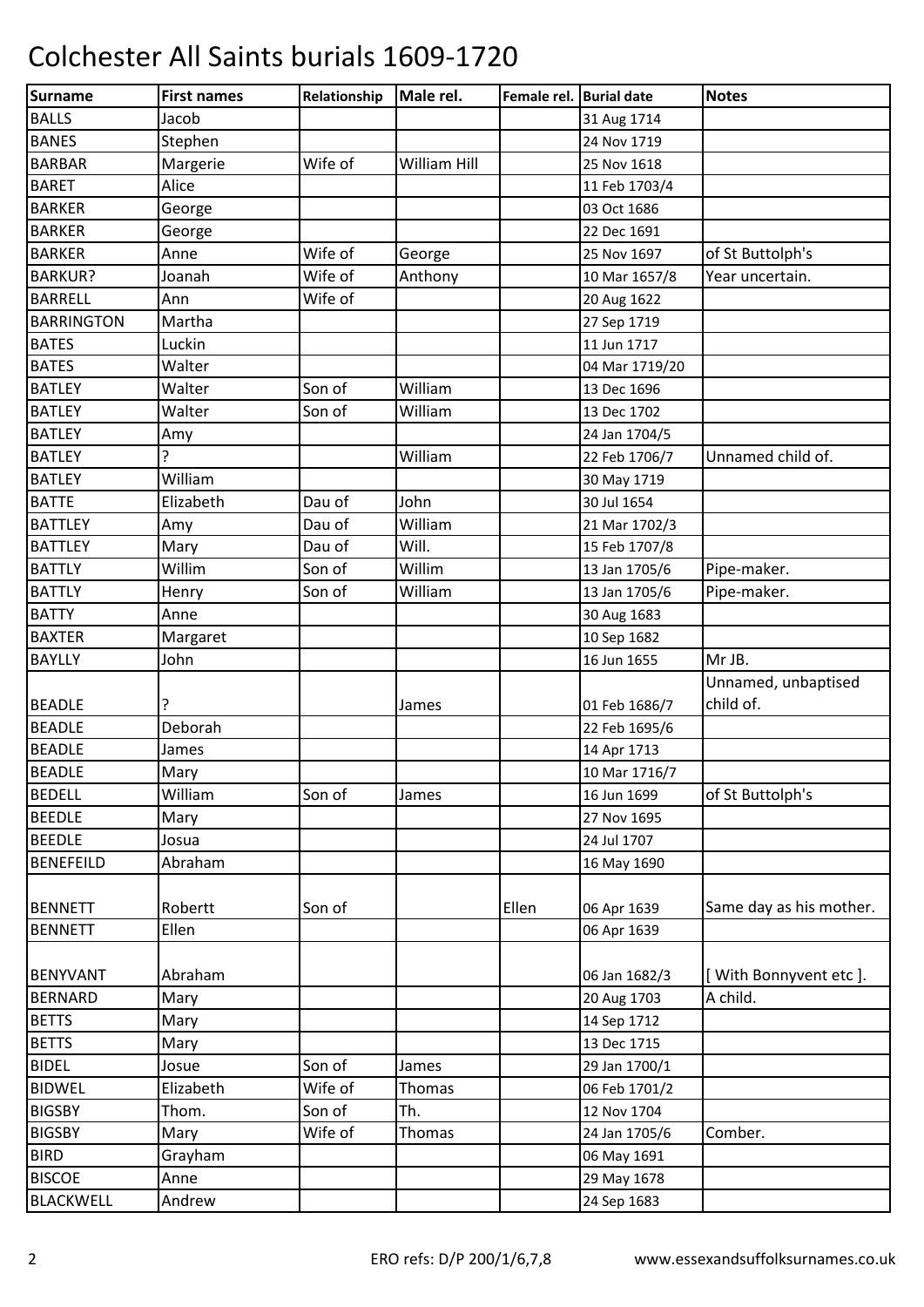# Colchester All Saints burials 1609-1720

| Surname | First names | Relationship | Male rel. | Female rel. | Burial date | Notes |
|---|---|---|---|---|---|---|
| BALLS | Jacob | | | | 31 Aug 1714 | |
| BANES | Stephen | | | | 24 Nov 1719 | |
| BARBAR | Margerie | Wife of | William Hill | | 25 Nov 1618 | |
| BARET | Alice | | | | 11 Feb 1703/4 | |
| BARKER | George | | | | 03 Oct 1686 | |
| BARKER | George | | | | 22 Dec 1691 | |
| BARKER | Anne | Wife of | George | | 25 Nov 1697 | of St Buttolph's |
| BARKUR? | Joanah | Wife of | Anthony | | 10 Mar 1657/8 | Year uncertain. |
| BARRELL | Ann | Wife of | | | 20 Aug 1622 | |
| BARRINGTON | Martha | | | | 27 Sep 1719 | |
| BATES | Luckin | | | | 11 Jun 1717 | |
| BATES | Walter | | | | 04 Mar 1719/20 | |
| BATLEY | Walter | Son of | William | | 13 Dec 1696 | |
| BATLEY | Walter | Son of | William | | 13 Dec 1702 | |
| BATLEY | Amy | | | | 24 Jan 1704/5 | |
| BATLEY | ? | | William | | 22 Feb 1706/7 | Unnamed child of. |
| BATLEY | William | | | | 30 May 1719 | |
| BATTE | Elizabeth | Dau of | John | | 30 Jul 1654 | |
| BATTLEY | Amy | Dau of | William | | 21 Mar 1702/3 | |
| BATTLEY | Mary | Dau of | Will. | | 15 Feb 1707/8 | |
| BATTLY | Willim | Son of | Willim | | 13 Jan 1705/6 | Pipe-maker. |
| BATTLY | Henry | Son of | William | | 13 Jan 1705/6 | Pipe-maker. |
| BATTY | Anne | | | | 30 Aug 1683 | |
| BAXTER | Margaret | | | | 10 Sep 1682 | |
| BAYLLY | John | | | | 16 Jun 1655 | Mr JB. |
| BEADLE | ? | | James | | 01 Feb 1686/7 | Unnamed, unbaptised child of. |
| BEADLE | Deborah | | | | 22 Feb 1695/6 | |
| BEADLE | James | | | | 14 Apr 1713 | |
| BEADLE | Mary | | | | 10 Mar 1716/7 | |
| BEDELL | William | Son of | James | | 16 Jun 1699 | of St Buttolph's |
| BEEDLE | Mary | | | | 27 Nov 1695 | |
| BEEDLE | Josua | | | | 24 Jul 1707 | |
| BENEFEILD | Abraham | | | | 16 May 1690 | |
| BENNETT | Robertt | Son of | | Ellen | 06 Apr 1639 | Same day as his mother. |
| BENNETT | Ellen | | | | 06 Apr 1639 | |
| BENYVANT | Abraham | | | | 06 Jan 1682/3 | [ With Bonnyvent etc ]. |
| BERNARD | Mary | | | | 20 Aug 1703 | A child. |
| BETTS | Mary | | | | 14 Sep 1712 | |
| BETTS | Mary | | | | 13 Dec 1715 | |
| BIDEL | Josue | Son of | James | | 29 Jan 1700/1 | |
| BIDWEL | Elizabeth | Wife of | Thomas | | 06 Feb 1701/2 | |
| BIGSBY | Thom. | Son of | Th. | | 12 Nov 1704 | |
| BIGSBY | Mary | Wife of | Thomas | | 24 Jan 1705/6 | Comber. |
| BIRD | Grayham | | | | 06 May 1691 | |
| BISCOE | Anne | | | | 29 May 1678 | |
| BLACKWELL | Andrew | | | | 24 Sep 1683 | |

ERO refs: D/P 200/1/6,7,8 www.essexandsuffolksurnames.co.uk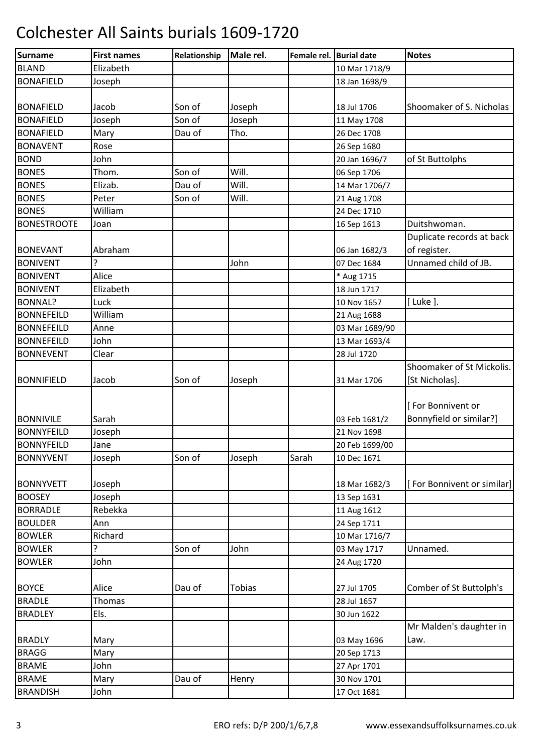# Colchester All Saints burials 1609-1720

| Surname | First names | Relationship | Male rel. | Female rel. | Burial date | Notes |
|---|---|---|---|---|---|---|
| BLAND | Elizabeth | | | | 10 Mar 1718/9 | |
| BONAFIELD | Joseph | | | | 18 Jan 1698/9 | |
| BONAFIELD | Jacob | Son of | Joseph | | 18 Jul 1706 | Shoomaker of S. Nicholas |
| BONAFIELD | Joseph | Son of | Joseph | | 11 May 1708 | |
| BONAFIELD | Mary | Dau of | Tho. | | 26 Dec 1708 | |
| BONAVENT | Rose | | | | 26 Sep 1680 | |
| BOND | John | | | | 20 Jan 1696/7 | of St Buttolphs |
| BONES | Thom. | Son of | Will. | | 06 Sep 1706 | |
| BONES | Elizab. | Dau of | Will. | | 14 Mar 1706/7 | |
| BONES | Peter | Son of | Will. | | 21 Aug 1708 | |
| BONES | William | | | | 24 Dec 1710 | |
| BONESTROOTE | Joan | | | | 16 Sep 1613 | Duitshwoman. |
| BONEVANT | Abraham | | | | 06 Jan 1682/3 | Duplicate records at back of register. |
| BONIVENT | ? | | John | | 07 Dec 1684 | Unnamed child of JB. |
| BONIVENT | Alice | | | | * Aug 1715 | |
| BONIVENT | Elizabeth | | | | 18 Jun 1717 | |
| BONNAL? | Luck | | | | 10 Nov 1657 | [ Luke ]. |
| BONNEFEILD | William | | | | 21 Aug 1688 | |
| BONNEFEILD | Anne | | | | 03 Mar 1689/90 | |
| BONNEFEILD | John | | | | 13 Mar 1693/4 | |
| BONNEVENT | Clear | | | | 28 Jul 1720 | |
| BONNIFIELD | Jacob | Son of | Joseph | | 31 Mar 1706 | Shoomaker of St Mickolis. [St Nicholas]. |
| BONNIVILE | Sarah | | | | 03 Feb 1681/2 | [ For Bonnivent or Bonnyfield or similar?] |
| BONNYFEILD | Joseph | | | | 21 Nov 1698 | |
| BONNYFEILD | Jane | | | | 20 Feb 1699/00 | |
| BONNYVENT | Joseph | Son of | Joseph | Sarah | 10 Dec 1671 | |
| BONNYVETT | Joseph | | | | 18 Mar 1682/3 | [ For Bonnivent or similar] |
| BOOSEY | Joseph | | | | 13 Sep 1631 | |
| BORRADLE | Rebekka | | | | 11 Aug 1612 | |
| BOULDER | Ann | | | | 24 Sep 1711 | |
| BOWLER | Richard | | | | 10 Mar 1716/7 | |
| BOWLER | ? | Son of | John | | 03 May 1717 | Unnamed. |
| BOWLER | John | | | | 24 Aug 1720 | |
| BOYCE | Alice | Dau of | Tobias | | 27 Jul 1705 | Comber of St Buttolph's |
| BRADLE | Thomas | | | | 28 Jul 1657 | |
| BRADLEY | Els. | | | | 30 Jun 1622 | |
| BRADLY | Mary | | | | 03 May 1696 | Mr Malden's daughter in Law. |
| BRAGG | Mary | | | | 20 Sep 1713 | |
| BRAME | John | | | | 27 Apr 1701 | |
| BRAME | Mary | Dau of | Henry | | 30 Nov 1701 | |
| BRANDISH | John | | | | 17 Oct 1681 | |

ERO refs: D/P 200/1/6,7,8 www.essexandsuffolksurnames.co.uk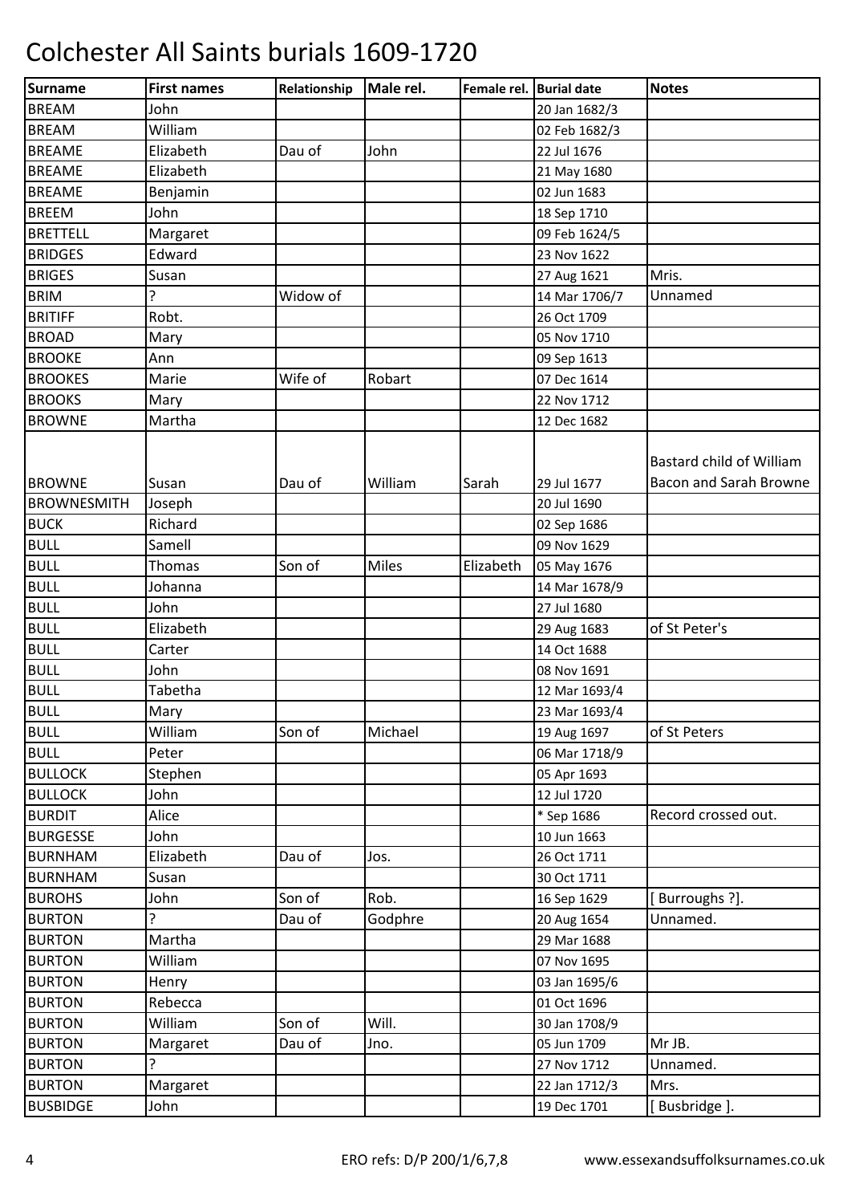# Colchester All Saints burials 1609-1720

| Surname | First names | Relationship | Male rel. | Female rel. | Burial date | Notes |
|---|---|---|---|---|---|---|
| BREAM | John | | | | 20 Jan 1682/3 | |
| BREAM | William | | | | 02 Feb 1682/3 | |
| BREAME | Elizabeth | Dau of | John | | 22 Jul 1676 | |
| BREAME | Elizabeth | | | | 21 May 1680 | |
| BREAME | Benjamin | | | | 02 Jun 1683 | |
| BREEM | John | | | | 18 Sep 1710 | |
| BRETTELL | Margaret | | | | 09 Feb 1624/5 | |
| BRIDGES | Edward | | | | 23 Nov 1622 | |
| BRIGES | Susan | | | | 27 Aug 1621 | Mris. |
| BRIM | ? | Widow of | | | 14 Mar 1706/7 | Unnamed |
| BRITIFF | Robt. | | | | 26 Oct 1709 | |
| BROAD | Mary | | | | 05 Nov 1710 | |
| BROOKE | Ann | | | | 09 Sep 1613 | |
| BROOKES | Marie | Wife of | Robart | | 07 Dec 1614 | |
| BROOKS | Mary | | | | 22 Nov 1712 | |
| BROWNE | Martha | | | | 12 Dec 1682 | |
| BROWNE | Susan | Dau of | William | Sarah | 29 Jul 1677 | Bastard child of William Bacon and Sarah Browne |
| BROWNESMITH | Joseph | | | | 20 Jul 1690 | |
| BUCK | Richard | | | | 02 Sep 1686 | |
| BULL | Samell | | | | 09 Nov 1629 | |
| BULL | Thomas | Son of | Miles | Elizabeth | 05 May 1676 | |
| BULL | Johanna | | | | 14 Mar 1678/9 | |
| BULL | John | | | | 27 Jul 1680 | |
| BULL | Elizabeth | | | | 29 Aug 1683 | of St Peter's |
| BULL | Carter | | | | 14 Oct 1688 | |
| BULL | John | | | | 08 Nov 1691 | |
| BULL | Tabetha | | | | 12 Mar 1693/4 | |
| BULL | Mary | | | | 23 Mar 1693/4 | |
| BULL | William | Son of | Michael | | 19 Aug 1697 | of St Peters |
| BULL | Peter | | | | 06 Mar 1718/9 | |
| BULLOCK | Stephen | | | | 05 Apr 1693 | |
| BULLOCK | John | | | | 12 Jul 1720 | |
| BURDIT | Alice | | | | * Sep 1686 | Record crossed out. |
| BURGESSE | John | | | | 10 Jun 1663 | |
| BURNHAM | Elizabeth | Dau of | Jos. | | 26 Oct 1711 | |
| BURNHAM | Susan | | | | 30 Oct 1711 | |
| BUROHS | John | Son of | Rob. | | 16 Sep 1629 | [ Burroughs ?]. |
| BURTON | ? | Dau of | Godphre | | 20 Aug 1654 | Unnamed. |
| BURTON | Martha | | | | 29 Mar 1688 | |
| BURTON | William | | | | 07 Nov 1695 | |
| BURTON | Henry | | | | 03 Jan 1695/6 | |
| BURTON | Rebecca | | | | 01 Oct 1696 | |
| BURTON | William | Son of | Will. | | 30 Jan 1708/9 | |
| BURTON | Margaret | Dau of | Jno. | | 05 Jun 1709 | Mr JB. |
| BURTON | ? | | | | 27 Nov 1712 | Unnamed. |
| BURTON | Margaret | | | | 22 Jan 1712/3 | Mrs. |
| BUSBIDGE | John | | | | 19 Dec 1701 | [ Busbridge ]. |

ERO refs: D/P 200/1/6,7,8 www.essexandsuffolksurnames.co.uk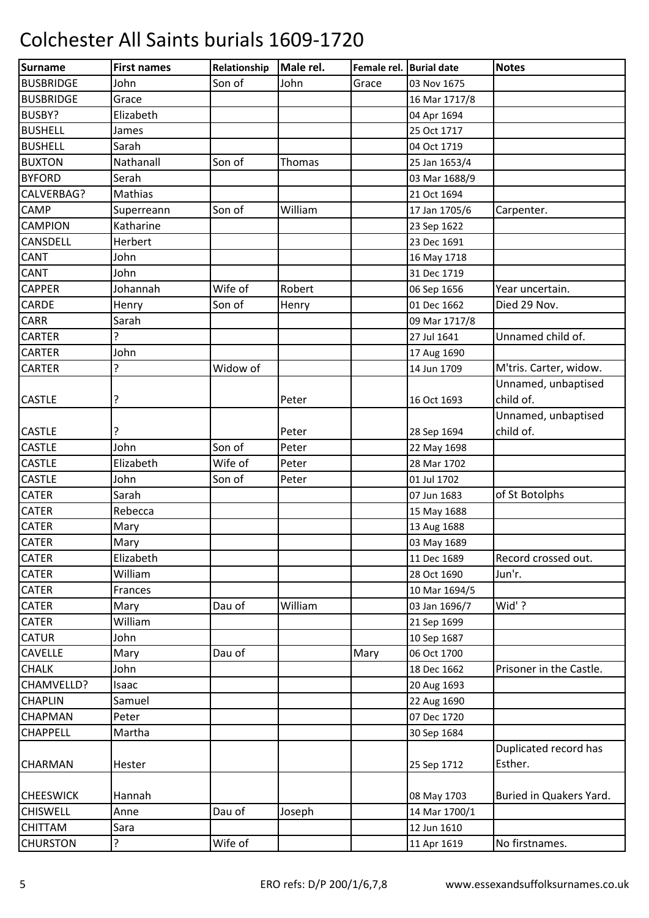# Colchester All Saints burials 1609-1720

| Surname | First names | Relationship | Male rel. | Female rel. | Burial date | Notes |
|---|---|---|---|---|---|---|
| BUSBRIDGE | John | Son of | John | Grace | 03 Nov 1675 | |
| BUSBRIDGE | Grace | | | | 16 Mar 1717/8 | |
| BUSBY? | Elizabeth | | | | 04 Apr 1694 | |
| BUSHELL | James | | | | 25 Oct 1717 | |
| BUSHELL | Sarah | | | | 04 Oct 1719 | |
| BUXTON | Nathanall | Son of | Thomas | | 25 Jan 1653/4 | |
| BYFORD | Serah | | | | 03 Mar 1688/9 | |
| CALVERBAG? | Mathias | | | | 21 Oct 1694 | |
| CAMP | Superreann | Son of | William | | 17 Jan 1705/6 | Carpenter. |
| CAMPION | Katharine | | | | 23 Sep 1622 | |
| CANSDELL | Herbert | | | | 23 Dec 1691 | |
| CANT | John | | | | 16 May 1718 | |
| CANT | John | | | | 31 Dec 1719 | |
| CAPPER | Johannah | Wife of | Robert | | 06 Sep 1656 | Year uncertain. |
| CARDE | Henry | Son of | Henry | | 01 Dec 1662 | Died 29 Nov. |
| CARR | Sarah | | | | 09 Mar 1717/8 | |
| CARTER | ? | | | | 27 Jul 1641 | Unnamed child of. |
| CARTER | John | | | | 17 Aug 1690 | |
| CARTER | ? | Widow of | | | 14 Jun 1709 | M'tris. Carter, widow. |
| CASTLE | ? | | Peter | | 16 Oct 1693 | Unnamed, unbaptised child of. |
| CASTLE | ? | | Peter | | 28 Sep 1694 | Unnamed, unbaptised child of. |
| CASTLE | John | Son of | Peter | | 22 May 1698 | |
| CASTLE | Elizabeth | Wife of | Peter | | 28 Mar 1702 | |
| CASTLE | John | Son of | Peter | | 01 Jul 1702 | |
| CATER | Sarah | | | | 07 Jun 1683 | of St Botolphs |
| CATER | Rebecca | | | | 15 May 1688 | |
| CATER | Mary | | | | 13 Aug 1688 | |
| CATER | Mary | | | | 03 May 1689 | |
| CATER | Elizabeth | | | | 11 Dec 1689 | Record crossed out. |
| CATER | William | | | | 28 Oct 1690 | Jun'r. |
| CATER | Frances | | | | 10 Mar 1694/5 | |
| CATER | Mary | Dau of | William | | 03 Jan 1696/7 | Wid' ? |
| CATER | William | | | | 21 Sep 1699 | |
| CATUR | John | | | | 10 Sep 1687 | |
| CAVELLE | Mary | Dau of | | Mary | 06 Oct 1700 | |
| CHALK | John | | | | 18 Dec 1662 | Prisoner in the Castle. |
| CHAMVELLD? | Isaac | | | | 20 Aug 1693 | |
| CHAPLIN | Samuel | | | | 22 Aug 1690 | |
| CHAPMAN | Peter | | | | 07 Dec 1720 | |
| CHAPPELL | Martha | | | | 30 Sep 1684 | |
| CHARMAN | Hester | | | | 25 Sep 1712 | Duplicated record has Esther. |
| CHEESWICK | Hannah | | | | 08 May 1703 | Buried in Quakers Yard. |
| CHISWELL | Anne | Dau of | Joseph | | 14 Mar 1700/1 | |
| CHITTAM | Sara | | | | 12 Jun 1610 | |
| CHURSTON | ? | Wife of | | | 11 Apr 1619 | No firstnames. |

ERO refs: D/P 200/1/6,7,8 www.essexandsuffolksurnames.co.uk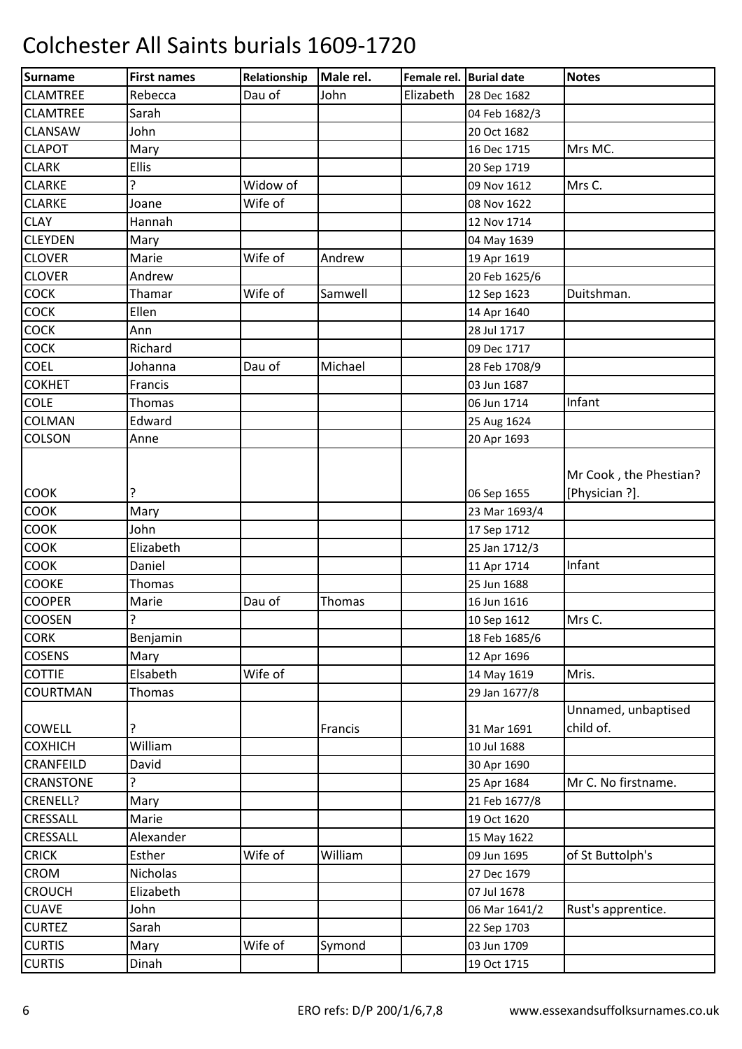# Colchester All Saints burials 1609-1720

| Surname | First names | Relationship | Male rel. | Female rel. | Burial date | Notes |
|---|---|---|---|---|---|---|
| CLAMTREE | Rebecca | Dau of | John | Elizabeth | 28 Dec 1682 | |
| CLAMTREE | Sarah | | | | 04 Feb 1682/3 | |
| CLANSAW | John | | | | 20 Oct 1682 | |
| CLAPOT | Mary | | | | 16 Dec 1715 | Mrs MC. |
| CLARK | Ellis | | | | 20 Sep 1719 | |
| CLARKE | ? | Widow of | | | 09 Nov 1612 | Mrs C. |
| CLARKE | Joane | Wife of | | | 08 Nov 1622 | |
| CLAY | Hannah | | | | 12 Nov 1714 | |
| CLEYDEN | Mary | | | | 04 May 1639 | |
| CLOVER | Marie | Wife of | Andrew | | 19 Apr 1619 | |
| CLOVER | Andrew | | | | 20 Feb 1625/6 | |
| COCK | Thamar | Wife of | Samwell | | 12 Sep 1623 | Duitshman. |
| COCK | Ellen | | | | 14 Apr 1640 | |
| COCK | Ann | | | | 28 Jul 1717 | |
| COCK | Richard | | | | 09 Dec 1717 | |
| COEL | Johanna | Dau of | Michael | | 28 Feb 1708/9 | |
| COKHET | Francis | | | | 03 Jun 1687 | |
| COLE | Thomas | | | | 06 Jun 1714 | Infant |
| COLMAN | Edward | | | | 25 Aug 1624 | |
| COLSON | Anne | | | | 20 Apr 1693 | |
| COOK | ? | | | | 06 Sep 1655 | Mr Cook , the Phestian? [Physician ?]. |
| COOK | Mary | | | | 23 Mar 1693/4 | |
| COOK | John | | | | 17 Sep 1712 | |
| COOK | Elizabeth | | | | 25 Jan 1712/3 | |
| COOK | Daniel | | | | 11 Apr 1714 | Infant |
| COOKE | Thomas | | | | 25 Jun 1688 | |
| COOPER | Marie | Dau of | Thomas | | 16 Jun 1616 | |
| COOSEN | ? | | | | 10 Sep 1612 | Mrs C. |
| CORK | Benjamin | | | | 18 Feb 1685/6 | |
| COSENS | Mary | | | | 12 Apr 1696 | |
| COTTIE | Elsabeth | Wife of | | | 14 May 1619 | Mris. |
| COURTMAN | Thomas | | | | 29 Jan 1677/8 | |
| COWELL | ? | | Francis | | 31 Mar 1691 | Unnamed, unbaptised child of. |
| COXHICH | William | | | | 10 Jul 1688 | |
| CRANFEILD | David | | | | 30 Apr 1690 | |
| CRANSTONE | ? | | | | 25 Apr 1684 | Mr C. No firstname. |
| CRENELL? | Mary | | | | 21 Feb 1677/8 | |
| CRESSALL | Marie | | | | 19 Oct 1620 | |
| CRESSALL | Alexander | | | | 15 May 1622 | |
| CRICK | Esther | Wife of | William | | 09 Jun 1695 | of St Buttolph's |
| CROM | Nicholas | | | | 27 Dec 1679 | |
| CROUCH | Elizabeth | | | | 07 Jul 1678 | |
| CUAVE | John | | | | 06 Mar 1641/2 | Rust's apprentice. |
| CURTEZ | Sarah | | | | 22 Sep 1703 | |
| CURTIS | Mary | Wife of | Symond | | 03 Jun 1709 | |
| CURTIS | Dinah | | | | 19 Oct 1715 | |

ERO refs: D/P 200/1/6,7,8 www.essexandsuffolksurnames.co.uk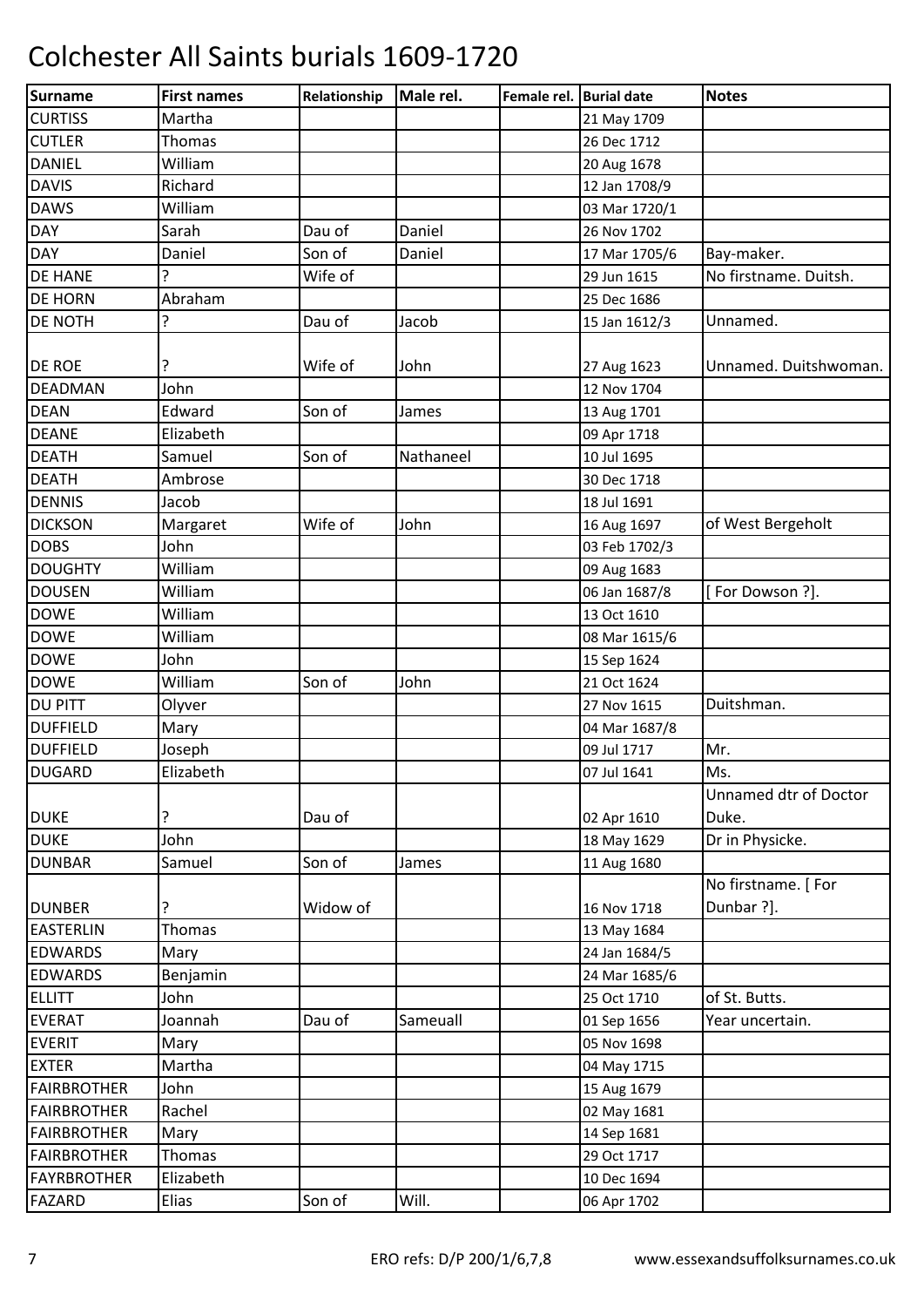# Colchester All Saints burials 1609-1720

| Surname | First names | Relationship | Male rel. | Female rel. | Burial date | Notes |
|---|---|---|---|---|---|---|
| CURTISS | Martha | | | | 21 May 1709 | |
| CUTLER | Thomas | | | | 26 Dec 1712 | |
| DANIEL | William | | | | 20 Aug 1678 | |
| DAVIS | Richard | | | | 12 Jan 1708/9 | |
| DAWS | William | | | | 03 Mar 1720/1 | |
| DAY | Sarah | Dau of | Daniel | | 26 Nov 1702 | |
| DAY | Daniel | Son of | Daniel | | 17 Mar 1705/6 | Bay-maker. |
| DE HANE | ? | Wife of | | | 29 Jun 1615 | No firstname. Duitsh. |
| DE HORN | Abraham | | | | 25 Dec 1686 | |
| DE NOTH | ? | Dau of | Jacob | | 15 Jan 1612/3 | Unnamed. |
| DE ROE | ? | Wife of | John | | 27 Aug 1623 | Unnamed. Duitshwoman. |
| DEADMAN | John | | | | 12 Nov 1704 | |
| DEAN | Edward | Son of | James | | 13 Aug 1701 | |
| DEANE | Elizabeth | | | | 09 Apr 1718 | |
| DEATH | Samuel | Son of | Nathaneel | | 10 Jul 1695 | |
| DEATH | Ambrose | | | | 30 Dec 1718 | |
| DENNIS | Jacob | | | | 18 Jul 1691 | |
| DICKSON | Margaret | Wife of | John | | 16 Aug 1697 | of West Bergeholt |
| DOBS | John | | | | 03 Feb 1702/3 | |
| DOUGHTY | William | | | | 09 Aug 1683 | |
| DOUSEN | William | | | | 06 Jan 1687/8 | [ For Dowson ?]. |
| DOWE | William | | | | 13 Oct 1610 | |
| DOWE | William | | | | 08 Mar 1615/6 | |
| DOWE | John | | | | 15 Sep 1624 | |
| DOWE | William | Son of | John | | 21 Oct 1624 | |
| DU PITT | Olyver | | | | 27 Nov 1615 | Duitshman. |
| DUFFIELD | Mary | | | | 04 Mar 1687/8 | |
| DUFFIELD | Joseph | | | | 09 Jul 1717 | Mr. |
| DUGARD | Elizabeth | | | | 07 Jul 1641 | Ms. |
| DUKE | ? | Dau of | | | 02 Apr 1610 | Unnamed dtr of Doctor Duke. |
| DUKE | John | | | | 18 May 1629 | Dr in Physicke. |
| DUNBAR | Samuel | Son of | James | | 11 Aug 1680 | |
| DUNBER | ? | Widow of | | | 16 Nov 1718 | No firstname. [ For Dunbar ?]. |
| EASTERLIN | Thomas | | | | 13 May 1684 | |
| EDWARDS | Mary | | | | 24 Jan 1684/5 | |
| EDWARDS | Benjamin | | | | 24 Mar 1685/6 | |
| ELLITT | John | | | | 25 Oct 1710 | of St. Butts. |
| EVERAT | Joannah | Dau of | Sameuall | | 01 Sep 1656 | Year uncertain. |
| EVERIT | Mary | | | | 05 Nov 1698 | |
| EXTER | Martha | | | | 04 May 1715 | |
| FAIRBROTHER | John | | | | 15 Aug 1679 | |
| FAIRBROTHER | Rachel | | | | 02 May 1681 | |
| FAIRBROTHER | Mary | | | | 14 Sep 1681 | |
| FAIRBROTHER | Thomas | | | | 29 Oct 1717 | |
| FAYRBROTHER | Elizabeth | | | | 10 Dec 1694 | |
| FAZARD | Elias | Son of | Will. | | 06 Apr 1702 | |

ERO refs: D/P 200/1/6,7,8 www.essexandsuffolksurnames.co.uk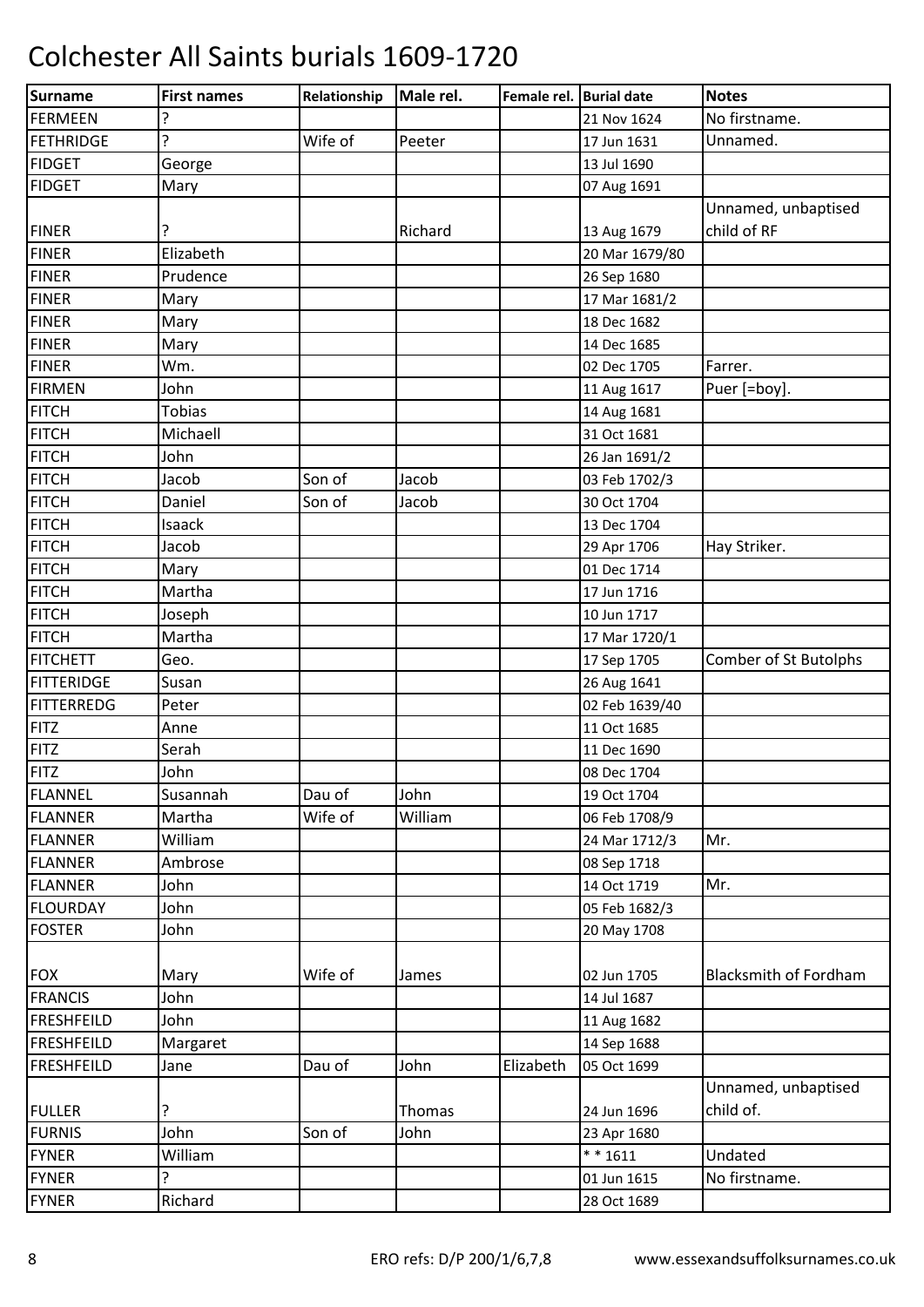# Colchester All Saints burials 1609-1720

| Surname | First names | Relationship | Male rel. | Female rel. | Burial date | Notes |
|---|---|---|---|---|---|---|
| FERMEEN | ? | | | | 21 Nov 1624 | No firstname. |
| FETHRIDGE | ? | Wife of | Peeter | | 17 Jun 1631 | Unnamed. |
| FIDGET | George | | | | 13 Jul 1690 | |
| FIDGET | Mary | | | | 07 Aug 1691 | |
| FINER | ? | | Richard | | 13 Aug 1679 | Unnamed, unbaptised child of RF |
| FINER | Elizabeth | | | | 20 Mar 1679/80 | |
| FINER | Prudence | | | | 26 Sep 1680 | |
| FINER | Mary | | | | 17 Mar 1681/2 | |
| FINER | Mary | | | | 18 Dec 1682 | |
| FINER | Mary | | | | 14 Dec 1685 | |
| FINER | Wm. | | | | 02 Dec 1705 | Farrer. |
| FIRMEN | John | | | | 11 Aug 1617 | Puer [=boy]. |
| FITCH | Tobias | | | | 14 Aug 1681 | |
| FITCH | Michaell | | | | 31 Oct 1681 | |
| FITCH | John | | | | 26 Jan 1691/2 | |
| FITCH | Jacob | Son of | Jacob | | 03 Feb 1702/3 | |
| FITCH | Daniel | Son of | Jacob | | 30 Oct 1704 | |
| FITCH | Isaack | | | | 13 Dec 1704 | |
| FITCH | Jacob | | | | 29 Apr 1706 | Hay Striker. |
| FITCH | Mary | | | | 01 Dec 1714 | |
| FITCH | Martha | | | | 17 Jun 1716 | |
| FITCH | Joseph | | | | 10 Jun 1717 | |
| FITCH | Martha | | | | 17 Mar 1720/1 | |
| FITCHETT | Geo. | | | | 17 Sep 1705 | Comber of St Butolphs |
| FITTERIDGE | Susan | | | | 26 Aug 1641 | |
| FITTERREDG | Peter | | | | 02 Feb 1639/40 | |
| FITZ | Anne | | | | 11 Oct 1685 | |
| FITZ | Serah | | | | 11 Dec 1690 | |
| FITZ | John | | | | 08 Dec 1704 | |
| FLANNEL | Susannah | Dau of | John | | 19 Oct 1704 | |
| FLANNER | Martha | Wife of | William | | 06 Feb 1708/9 | |
| FLANNER | William | | | | 24 Mar 1712/3 | Mr. |
| FLANNER | Ambrose | | | | 08 Sep 1718 | |
| FLANNER | John | | | | 14 Oct 1719 | Mr. |
| FLOURDAY | John | | | | 05 Feb 1682/3 | |
| FOSTER | John | | | | 20 May 1708 | |
| FOX | Mary | Wife of | James | | 02 Jun 1705 | Blacksmith of Fordham |
| FRANCIS | John | | | | 14 Jul 1687 | |
| FRESHFEILD | John | | | | 11 Aug 1682 | |
| FRESHFEILD | Margaret | | | | 14 Sep 1688 | |
| FRESHFEILD | Jane | Dau of | John | Elizabeth | 05 Oct 1699 | |
| FULLER | ? | | Thomas | | 24 Jun 1696 | Unnamed, unbaptised child of. |
| FURNIS | John | Son of | John | | 23 Apr 1680 | |
| FYNER | William | | | | * * 1611 | Undated |
| FYNER | ? | | | | 01 Jun 1615 | No firstname. |
| FYNER | Richard | | | | 28 Oct 1689 | |

ERO refs: D/P 200/1/6,7,8 www.essexandsuffolksurnames.co.uk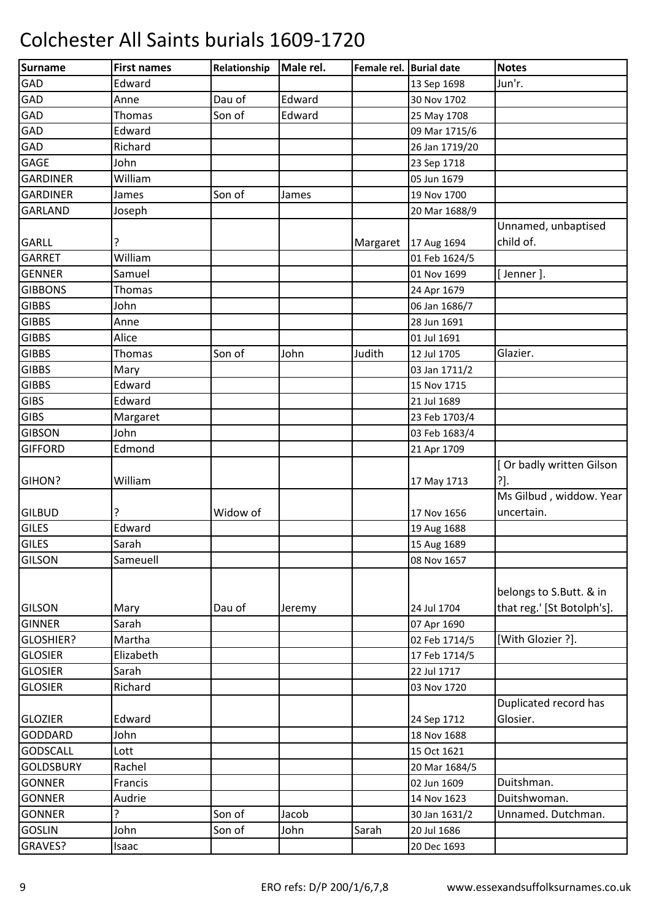# Colchester All Saints burials 1609-1720

| Surname | First names | Relationship | Male rel. | Female rel. | Burial date | Notes |
|---|---|---|---|---|---|---|
| GAD | Edward | | | | 13 Sep 1698 | Jun'r. |
| GAD | Anne | Dau of | Edward | | 30 Nov 1702 | |
| GAD | Thomas | Son of | Edward | | 25 May 1708 | |
| GAD | Edward | | | | 09 Mar 1715/6 | |
| GAD | Richard | | | | 26 Jan 1719/20 | |
| GAGE | John | | | | 23 Sep 1718 | |
| GARDINER | William | | | | 05 Jun 1679 | |
| GARDINER | James | Son of | James | | 19 Nov 1700 | |
| GARLAND | Joseph | | | | 20 Mar 1688/9 | |
| GARLL | ? | | | Margaret | 17 Aug 1694 | Unnamed, unbaptised child of. |
| GARRET | William | | | | 01 Feb 1624/5 | |
| GENNER | Samuel | | | | 01 Nov 1699 | [ Jenner ]. |
| GIBBONS | Thomas | | | | 24 Apr 1679 | |
| GIBBS | John | | | | 06 Jan 1686/7 | |
| GIBBS | Anne | | | | 28 Jun 1691 | |
| GIBBS | Alice | | | | 01 Jul 1691 | |
| GIBBS | Thomas | Son of | John | Judith | 12 Jul 1705 | Glazier. |
| GIBBS | Mary | | | | 03 Jan 1711/2 | |
| GIBBS | Edward | | | | 15 Nov 1715 | |
| GIBS | Edward | | | | 21 Jul 1689 | |
| GIBS | Margaret | | | | 23 Feb 1703/4 | |
| GIBSON | John | | | | 03 Feb 1683/4 | |
| GIFFORD | Edmond | | | | 21 Apr 1709 | |
| GIHON? | William | | | | 17 May 1713 | [ Or badly written Gilson ?]. |
| GILBUD | ? | Widow of | | | 17 Nov 1656 | Ms Gilbud , widdow. Year uncertain. |
| GILES | Edward | | | | 19 Aug 1688 | |
| GILES | Sarah | | | | 15 Aug 1689 | |
| GILSON | Sameuell | | | | 08 Nov 1657 | |
| GILSON | Mary | Dau of | Jeremy | | 24 Jul 1704 | belongs to S.Butt. & in that reg.' [St Botolph's]. |
| GINNER | Sarah | | | | 07 Apr 1690 | |
| GLOSHIER? | Martha | | | | 02 Feb 1714/5 | [With Glozier ?]. |
| GLOSIER | Elizabeth | | | | 17 Feb 1714/5 | |
| GLOSIER | Sarah | | | | 22 Jul 1717 | |
| GLOSIER | Richard | | | | 03 Nov 1720 | |
| GLOZIER | Edward | | | | 24 Sep 1712 | Duplicated record has Glosier. |
| GODDARD | John | | | | 18 Nov 1688 | |
| GODSCALL | Lott | | | | 15 Oct 1621 | |
| GOLDSBURY | Rachel | | | | 20 Mar 1684/5 | |
| GONNER | Francis | | | | 02 Jun 1609 | Duitshman. |
| GONNER | Audrie | | | | 14 Nov 1623 | Duitshwoman. |
| GONNER | ? | Son of | Jacob | | 30 Jan 1631/2 | Unnamed. Dutchman. |
| GOSLIN | John | Son of | John | Sarah | 20 Jul 1686 | |
| GRAVES? | Isaac | | | | 20 Dec 1693 | |

ERO refs: D/P 200/1/6,7,8 www.essexandsuffolksurnames.co.uk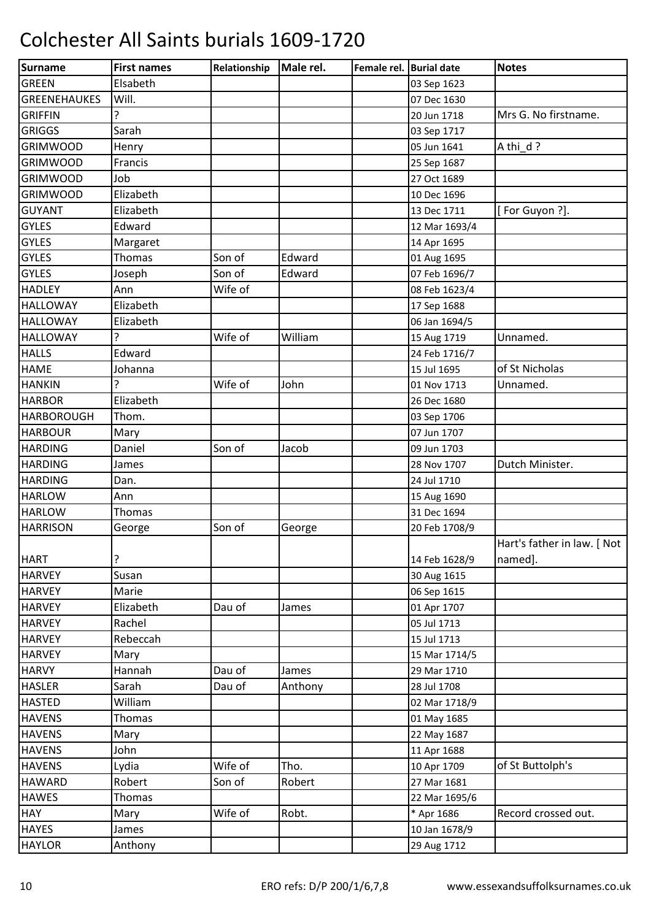# Colchester All Saints burials 1609-1720

| Surname | First names | Relationship | Male rel. | Female rel. | Burial date | Notes |
|---|---|---|---|---|---|---|
| GREEN | Elsabeth | | | | 03 Sep 1623 | |
| GREENEHAUKES | Will. | | | | 07 Dec 1630 | |
| GRIFFIN | ? | | | | 20 Jun 1718 | Mrs G. No firstname. |
| GRIGGS | Sarah | | | | 03 Sep 1717 | |
| GRIMWOOD | Henry | | | | 05 Jun 1641 | A thi_d ? |
| GRIMWOOD | Francis | | | | 25 Sep 1687 | |
| GRIMWOOD | Job | | | | 27 Oct 1689 | |
| GRIMWOOD | Elizabeth | | | | 10 Dec 1696 | |
| GUYANT | Elizabeth | | | | 13 Dec 1711 | [ For Guyon ?]. |
| GYLES | Edward | | | | 12 Mar 1693/4 | |
| GYLES | Margaret | | | | 14 Apr 1695 | |
| GYLES | Thomas | Son of | Edward | | 01 Aug 1695 | |
| GYLES | Joseph | Son of | Edward | | 07 Feb 1696/7 | |
| HADLEY | Ann | Wife of | | | 08 Feb 1623/4 | |
| HALLOWAY | Elizabeth | | | | 17 Sep 1688 | |
| HALLOWAY | Elizabeth | | | | 06 Jan 1694/5 | |
| HALLOWAY | ? | Wife of | William | | 15 Aug 1719 | Unnamed. |
| HALLS | Edward | | | | 24 Feb 1716/7 | |
| HAME | Johanna | | | | 15 Jul 1695 | of St Nicholas |
| HANKIN | ? | Wife of | John | | 01 Nov 1713 | Unnamed. |
| HARBOR | Elizabeth | | | | 26 Dec 1680 | |
| HARBOROUGH | Thom. | | | | 03 Sep 1706 | |
| HARBOUR | Mary | | | | 07 Jun 1707 | |
| HARDING | Daniel | Son of | Jacob | | 09 Jun 1703 | |
| HARDING | James | | | | 28 Nov 1707 | Dutch Minister. |
| HARDING | Dan. | | | | 24 Jul 1710 | |
| HARLOW | Ann | | | | 15 Aug 1690 | |
| HARLOW | Thomas | | | | 31 Dec 1694 | |
| HARRISON | George | Son of | George | | 20 Feb 1708/9 | |
| HART | ? | | | | 14 Feb 1628/9 | Hart's father in law. [ Not named]. |
| HARVEY | Susan | | | | 30 Aug 1615 | |
| HARVEY | Marie | | | | 06 Sep 1615 | |
| HARVEY | Elizabeth | Dau of | James | | 01 Apr 1707 | |
| HARVEY | Rachel | | | | 05 Jul 1713 | |
| HARVEY | Rebeccah | | | | 15 Jul 1713 | |
| HARVEY | Mary | | | | 15 Mar 1714/5 | |
| HARVY | Hannah | Dau of | James | | 29 Mar 1710 | |
| HASLER | Sarah | Dau of | Anthony | | 28 Jul 1708 | |
| HASTED | William | | | | 02 Mar 1718/9 | |
| HAVENS | Thomas | | | | 01 May 1685 | |
| HAVENS | Mary | | | | 22 May 1687 | |
| HAVENS | John | | | | 11 Apr 1688 | |
| HAVENS | Lydia | Wife of | Tho. | | 10 Apr 1709 | of St Buttolph's |
| HAWARD | Robert | Son of | Robert | | 27 Mar 1681 | |
| HAWES | Thomas | | | | 22 Mar 1695/6 | |
| HAY | Mary | Wife of | Robt. | | * Apr 1686 | Record crossed out. |
| HAYES | James | | | | 10 Jan 1678/9 | |
| HAYLOR | Anthony | | | | 29 Aug 1712 | |

ERO refs: D/P 200/1/6,7,8 www.essexandsuffolksurnames.co.uk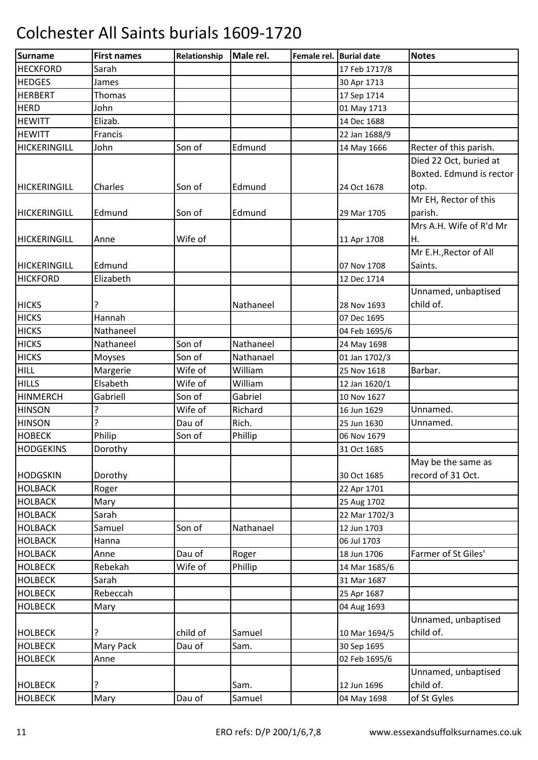# Colchester All Saints burials 1609-1720

| Surname | First names | Relationship | Male rel. | Female rel. | Burial date | Notes |
|---|---|---|---|---|---|---|
| HECKFORD | Sarah | | | | 17 Feb 1717/8 | |
| HEDGES | James | | | | 30 Apr 1713 | |
| HERBERT | Thomas | | | | 17 Sep 1714 | |
| HERD | John | | | | 01 May 1713 | |
| HEWITT | Elizab. | | | | 14 Dec 1688 | |
| HEWITT | Francis | | | | 22 Jan 1688/9 | |
| HICKERINGILL | John | Son of | Edmund | | 14 May 1666 | Recter of this parish. |
| HICKERINGILL | Charles | Son of | Edmund | | 24 Oct 1678 | Died 22 Oct, buried at Boxted. Edmund is rector otp. |
| HICKERINGILL | Edmund | Son of | Edmund | | 29 Mar 1705 | Mr EH, Rector of this parish. |
| HICKERINGILL | Anne | Wife of | | | 11 Apr 1708 | Mrs A.H. Wife of R'd Mr H. |
| HICKERINGILL | Edmund | | | | 07 Nov 1708 | Mr E.H.,Rector of All Saints. |
| HICKFORD | Elizabeth | | | | 12 Dec 1714 | |
| HICKS | ? | | Nathaneel | | 28 Nov 1693 | Unnamed, unbaptised child of. |
| HICKS | Hannah | | | | 07 Dec 1695 | |
| HICKS | Nathaneel | | | | 04 Feb 1695/6 | |
| HICKS | Nathaneel | Son of | Nathaneel | | 24 May 1698 | |
| HICKS | Moyses | Son of | Nathanael | | 01 Jan 1702/3 | |
| HILL | Margerie | Wife of | William | | 25 Nov 1618 | Barbar. |
| HILLS | Elsabeth | Wife of | William | | 12 Jan 1620/1 | |
| HINMERCH | Gabriell | Son of | Gabriel | | 10 Nov 1627 | |
| HINSON | ? | Wife of | Richard | | 16 Jun 1629 | Unnamed. |
| HINSON | ? | Dau of | Rich. | | 25 Jun 1630 | Unnamed. |
| HOBECK | Philip | Son of | Phillip | | 06 Nov 1679 | |
| HODGEKINS | Dorothy | | | | 31 Oct 1685 | |
| HODGSKIN | Dorothy | | | | 30 Oct 1685 | May be the same as record of 31 Oct. |
| HOLBACK | Roger | | | | 22 Apr 1701 | |
| HOLBACK | Mary | | | | 25 Aug 1702 | |
| HOLBACK | Sarah | | | | 22 Mar 1702/3 | |
| HOLBACK | Samuel | Son of | Nathanael | | 12 Jun 1703 | |
| HOLBACK | Hanna | | | | 06 Jul 1703 | |
| HOLBACK | Anne | Dau of | Roger | | 18 Jun 1706 | Farmer of St Giles' |
| HOLBECK | Rebekah | Wife of | Phillip | | 14 Mar 1685/6 | |
| HOLBECK | Sarah | | | | 31 Mar 1687 | |
| HOLBECK | Rebeccah | | | | 25 Apr 1687 | |
| HOLBECK | Mary | | | | 04 Aug 1693 | |
| HOLBECK | ? | child of | Samuel | | 10 Mar 1694/5 | Unnamed, unbaptised child of. |
| HOLBECK | Mary Pack | Dau of | Sam. | | 30 Sep 1695 | |
| HOLBECK | Anne | | | | 02 Feb 1695/6 | |
| HOLBECK | ? | | Sam. | | 12 Jun 1696 | Unnamed, unbaptised child of. |
| HOLBECK | Mary | Dau of | Samuel | | 04 May 1698 | of St Gyles |

ERO refs: D/P 200/1/6,7,8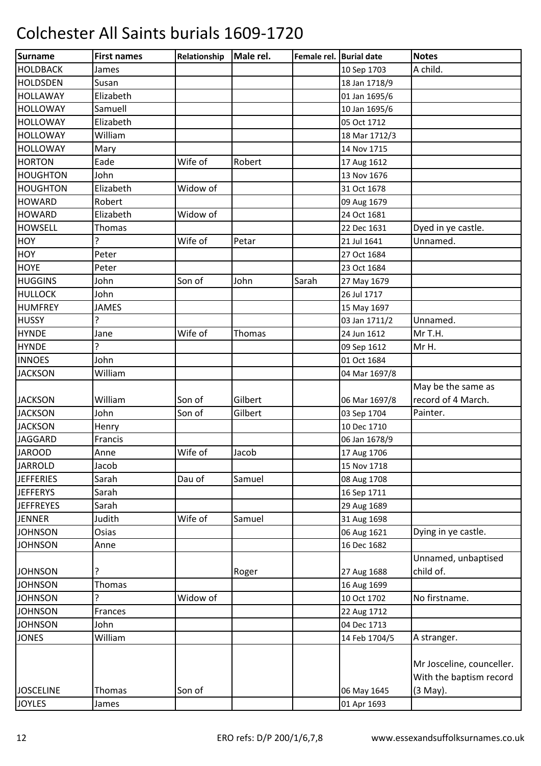# Colchester All Saints burials 1609-1720

| Surname | First names | Relationship | Male rel. | Female rel. | Burial date | Notes |
|---|---|---|---|---|---|---|
| HOLDBACK | James | | | | 10 Sep 1703 | A child. |
| HOLDSDEN | Susan | | | | 18 Jan 1718/9 | |
| HOLLAWAY | Elizabeth | | | | 01 Jan 1695/6 | |
| HOLLOWAY | Samuell | | | | 10 Jan 1695/6 | |
| HOLLOWAY | Elizabeth | | | | 05 Oct 1712 | |
| HOLLOWAY | William | | | | 18 Mar 1712/3 | |
| HOLLOWAY | Mary | | | | 14 Nov 1715 | |
| HORTON | Eade | Wife of | Robert | | 17 Aug 1612 | |
| HOUGHTON | John | | | | 13 Nov 1676 | |
| HOUGHTON | Elizabeth | Widow of | | | 31 Oct 1678 | |
| HOWARD | Robert | | | | 09 Aug 1679 | |
| HOWARD | Elizabeth | Widow of | | | 24 Oct 1681 | |
| HOWSELL | Thomas | | | | 22 Dec 1631 | Dyed in ye castle. |
| HOY | ? | Wife of | Petar | | 21 Jul 1641 | Unnamed. |
| HOY | Peter | | | | 27 Oct 1684 | |
| HOYE | Peter | | | | 23 Oct 1684 | |
| HUGGINS | John | Son of | John | Sarah | 27 May 1679 | |
| HULLOCK | John | | | | 26 Jul 1717 | |
| HUMFREY | JAMES | | | | 15 May 1697 | |
| HUSSY | ? | | | | 03 Jan 1711/2 | Unnamed. |
| HYNDE | Jane | Wife of | Thomas | | 24 Jun 1612 | Mr T.H. |
| HYNDE | ? | | | | 09 Sep 1612 | Mr H. |
| INNOES | John | | | | 01 Oct 1684 | |
| JACKSON | William | | | | 04 Mar 1697/8 | |
| JACKSON | William | Son of | Gilbert | | 06 Mar 1697/8 | May be the same as record of 4 March. |
| JACKSON | John | Son of | Gilbert | | 03 Sep 1704 | Painter. |
| JACKSON | Henry | | | | 10 Dec 1710 | |
| JAGGARD | Francis | | | | 06 Jan 1678/9 | |
| JAROOD | Anne | Wife of | Jacob | | 17 Aug 1706 | |
| JARROLD | Jacob | | | | 15 Nov 1718 | |
| JEFFERIES | Sarah | Dau of | Samuel | | 08 Aug 1708 | |
| JEFFERYS | Sarah | | | | 16 Sep 1711 | |
| JEFFREYES | Sarah | | | | 29 Aug 1689 | |
| JENNER | Judith | Wife of | Samuel | | 31 Aug 1698 | |
| JOHNSON | Osias | | | | 06 Aug 1621 | Dying in ye castle. |
| JOHNSON | Anne | | | | 16 Dec 1682 | |
| JOHNSON | ? | | Roger | | 27 Aug 1688 | Unnamed, unbaptised child of. |
| JOHNSON | Thomas | | | | 16 Aug 1699 | |
| JOHNSON | ? | Widow of | | | 10 Oct 1702 | No firstname. |
| JOHNSON | Frances | | | | 22 Aug 1712 | |
| JOHNSON | John | | | | 04 Dec 1713 | |
| JONES | William | | | | 14 Feb 1704/5 | A stranger. |
| JOSCELINE | Thomas | Son of | | | 06 May 1645 | Mr Josceline, counceller. With the baptism record (3 May). |
| JOYLES | James | | | | 01 Apr 1693 | |

ERO refs: D/P 200/1/6,7,8 www.essexandsuffolksurnames.co.uk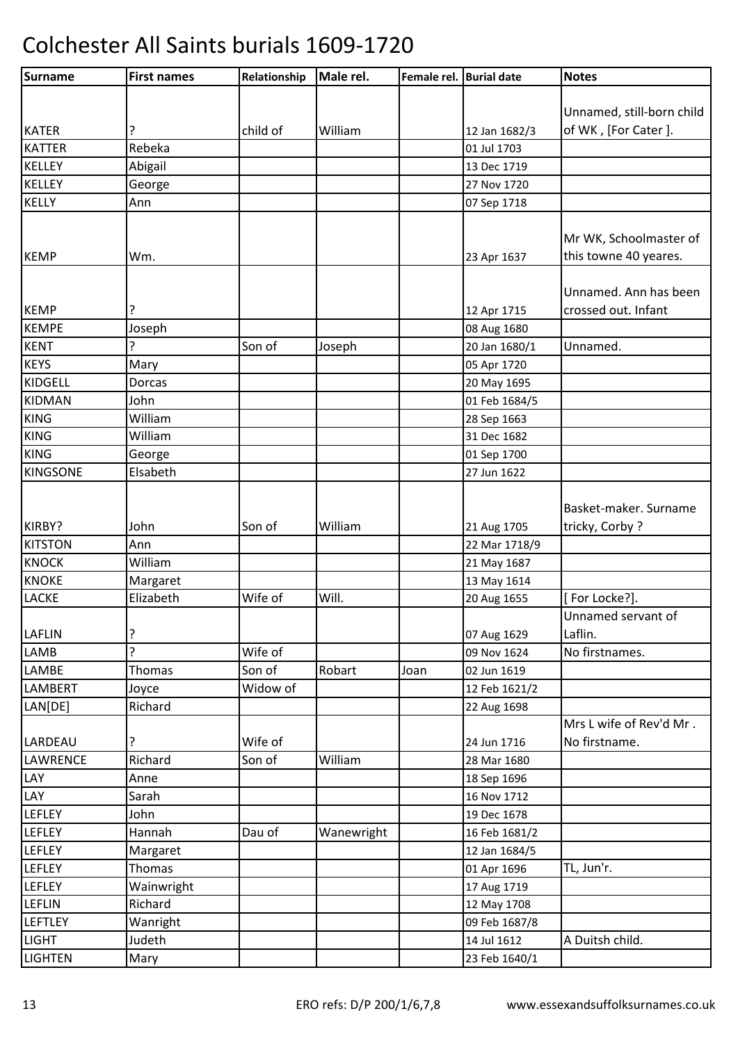# Colchester All Saints burials 1609-1720

| Surname | First names | Relationship | Male rel. | Female rel. | Burial date | Notes |
|---|---|---|---|---|---|---|
| KATER | ? | child of | William | | 12 Jan 1682/3 | Unnamed, still-born child of WK , [For Cater ]. |
| KATTER | Rebeka | | | | 01 Jul 1703 | |
| KELLEY | Abigail | | | | 13 Dec 1719 | |
| KELLEY | George | | | | 27 Nov 1720 | |
| KELLY | Ann | | | | 07 Sep 1718 | |
| KEMP | Wm. | | | | 23 Apr 1637 | Mr WK, Schoolmaster of this towne 40 yeares. |
| KEMP | ? | | | | 12 Apr 1715 | Unnamed. Ann has been crossed out. Infant |
| KEMPE | Joseph | | | | 08 Aug 1680 | |
| KENT | ? | Son of | Joseph | | 20 Jan 1680/1 | Unnamed. |
| KEYS | Mary | | | | 05 Apr 1720 | |
| KIDGELL | Dorcas | | | | 20 May 1695 | |
| KIDMAN | John | | | | 01 Feb 1684/5 | |
| KING | William | | | | 28 Sep 1663 | |
| KING | William | | | | 31 Dec 1682 | |
| KING | George | | | | 01 Sep 1700 | |
| KINGSONE | Elsabeth | | | | 27 Jun 1622 | |
| KIRBY? | John | Son of | William | | 21 Aug 1705 | Basket-maker. Surname tricky, Corby ? |
| KITSTON | Ann | | | | 22 Mar 1718/9 | |
| KNOCK | William | | | | 21 May 1687 | |
| KNOKE | Margaret | | | | 13 May 1614 | |
| LACKE | Elizabeth | Wife of | Will. | | 20 Aug 1655 | [ For Locke?]. |
| LAFLIN | ? | | | | 07 Aug 1629 | Unnamed servant of Laflin. |
| LAMB | ? | Wife of | | | 09 Nov 1624 | No firstnames. |
| LAMBE | Thomas | Son of | Robart | Joan | 02 Jun 1619 | |
| LAMBERT | Joyce | Widow of | | | 12 Feb 1621/2 | |
| LAN[DE] | Richard | | | | 22 Aug 1698 | |
| LARDEAU | ? | Wife of | | | 24 Jun 1716 | Mrs L wife of Rev'd Mr . No firstname. |
| LAWRENCE | Richard | Son of | William | | 28 Mar 1680 | |
| LAY | Anne | | | | 18 Sep 1696 | |
| LAY | Sarah | | | | 16 Nov 1712 | |
| LEFLEY | John | | | | 19 Dec 1678 | |
| LEFLEY | Hannah | Dau of | Wanewright | | 16 Feb 1681/2 | |
| LEFLEY | Margaret | | | | 12 Jan 1684/5 | |
| LEFLEY | Thomas | | | | 01 Apr 1696 | TL, Jun'r. |
| LEFLEY | Wainwright | | | | 17 Aug 1719 | |
| LEFLIN | Richard | | | | 12 May 1708 | |
| LEFTLEY | Wanright | | | | 09 Feb 1687/8 | |
| LIGHT | Judeth | | | | 14 Jul 1612 | A Duitsh child. |
| LIGHTEN | Mary | | | | 23 Feb 1640/1 | |

ERO refs: D/P 200/1/6,7,8 www.essexandsuffolksurnames.co.uk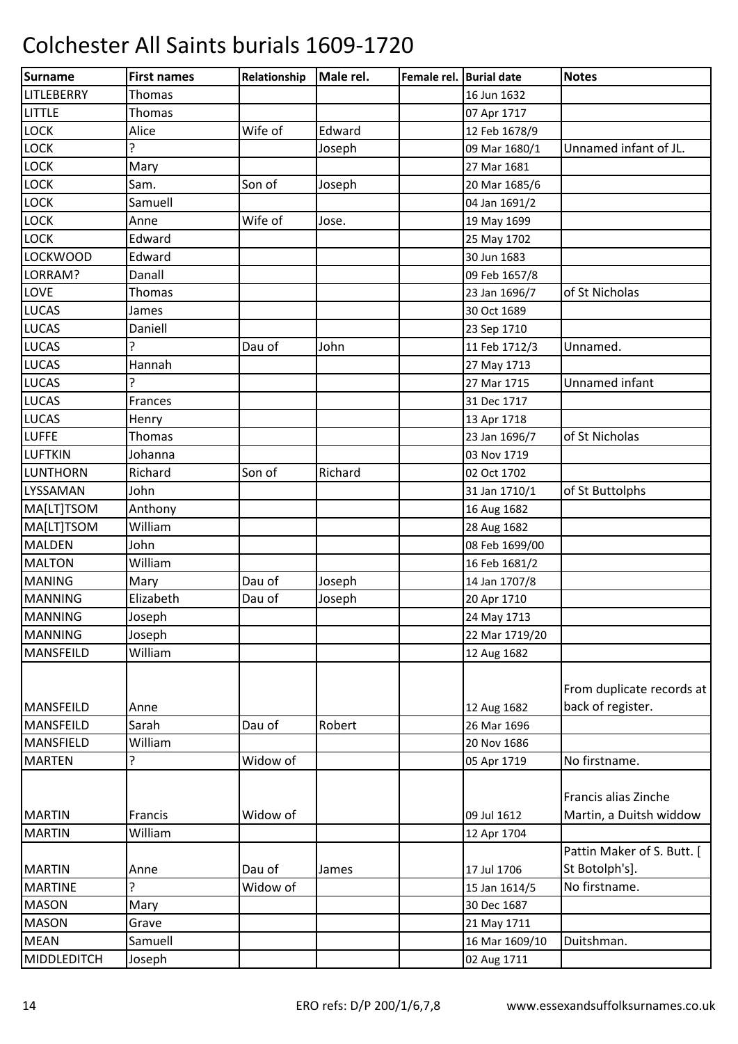# Colchester All Saints burials 1609-1720

| Surname | First names | Relationship | Male rel. | Female rel. | Burial date | Notes |
|---|---|---|---|---|---|---|
| LITLEBERRY | Thomas | | | | 16 Jun 1632 | |
| LITTLE | Thomas | | | | 07 Apr 1717 | |
| LOCK | Alice | Wife of | Edward | | 12 Feb 1678/9 | |
| LOCK | ? | | Joseph | | 09 Mar 1680/1 | Unnamed infant of JL. |
| LOCK | Mary | | | | 27 Mar 1681 | |
| LOCK | Sam. | Son of | Joseph | | 20 Mar 1685/6 | |
| LOCK | Samuell | | | | 04 Jan 1691/2 | |
| LOCK | Anne | Wife of | Jose. | | 19 May 1699 | |
| LOCK | Edward | | | | 25 May 1702 | |
| LOCKWOOD | Edward | | | | 30 Jun 1683 | |
| LORRAM? | Danall | | | | 09 Feb 1657/8 | |
| LOVE | Thomas | | | | 23 Jan 1696/7 | of St Nicholas |
| LUCAS | James | | | | 30 Oct 1689 | |
| LUCAS | Daniell | | | | 23 Sep 1710 | |
| LUCAS | ? | Dau of | John | | 11 Feb 1712/3 | Unnamed. |
| LUCAS | Hannah | | | | 27 May 1713 | |
| LUCAS | ? | | | | 27 Mar 1715 | Unnamed infant |
| LUCAS | Frances | | | | 31 Dec 1717 | |
| LUCAS | Henry | | | | 13 Apr 1718 | |
| LUFFE | Thomas | | | | 23 Jan 1696/7 | of St Nicholas |
| LUFTKIN | Johanna | | | | 03 Nov 1719 | |
| LUNTHORN | Richard | Son of | Richard | | 02 Oct 1702 | |
| LYSSAMAN | John | | | | 31 Jan 1710/1 | of St Buttolphs |
| MA[LT]TSOM | Anthony | | | | 16 Aug 1682 | |
| MA[LT]TSOM | William | | | | 28 Aug 1682 | |
| MALDEN | John | | | | 08 Feb 1699/00 | |
| MALTON | William | | | | 16 Feb 1681/2 | |
| MANING | Mary | Dau of | Joseph | | 14 Jan 1707/8 | |
| MANNING | Elizabeth | Dau of | Joseph | | 20 Apr 1710 | |
| MANNING | Joseph | | | | 24 May 1713 | |
| MANNING | Joseph | | | | 22 Mar 1719/20 | |
| MANSFEILD | William | | | | 12 Aug 1682 | |
| MANSFEILD | Anne | | | | 12 Aug 1682 | From duplicate records at back of register. |
| MANSFEILD | Sarah | Dau of | Robert | | 26 Mar 1696 | |
| MANSFIELD | William | | | | 20 Nov 1686 | |
| MARTEN | ? | Widow of | | | 05 Apr 1719 | No firstname. |
| MARTIN | Francis | Widow of | | | 09 Jul 1612 | Francis alias Zinche Martin, a Duitsh widow |
| MARTIN | William | | | | 12 Apr 1704 | |
| MARTIN | Anne | Dau of | James | | 17 Jul 1706 | Pattin Maker of S. Butt. [ St Botolph's]. |
| MARTINE | ? | Widow of | | | 15 Jan 1614/5 | No firstname. |
| MASON | Mary | | | | 30 Dec 1687 | |
| MASON | Grave | | | | 21 May 1711 | |
| MEAN | Samuell | | | | 16 Mar 1609/10 | Duitshman. |
| MIDDLEDITCH | Joseph | | | | 02 Aug 1711 | |

ERO refs: D/P 200/1/6,7,8 www.essexandsuffolksurnames.co.uk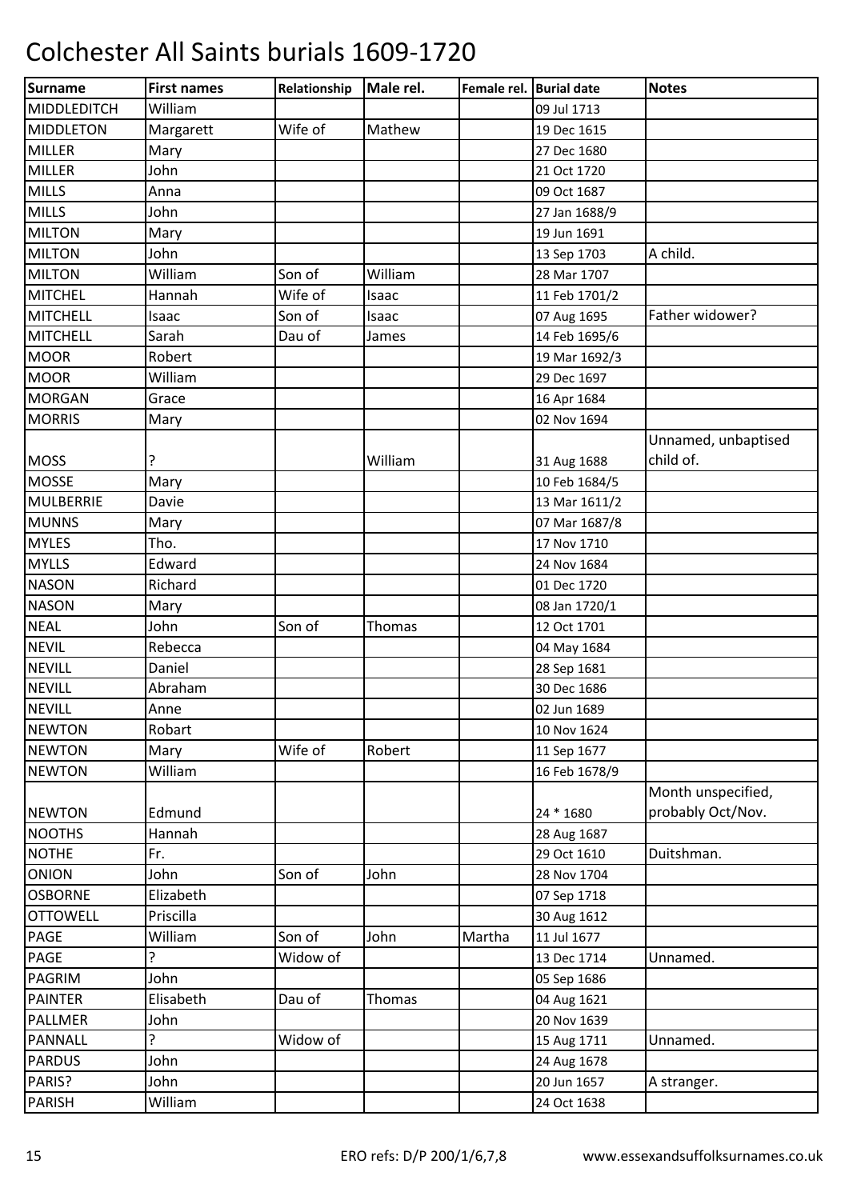# Colchester All Saints burials 1609-1720

| Surname | First names | Relationship | Male rel. | Female rel. | Burial date | Notes |
|---|---|---|---|---|---|---|
| MIDDLEDITCH | William | | | | 09 Jul 1713 | |
| MIDDLETON | Margarett | Wife of | Mathew | | 19 Dec 1615 | |
| MILLER | Mary | | | | 27 Dec 1680 | |
| MILLER | John | | | | 21 Oct 1720 | |
| MILLS | Anna | | | | 09 Oct 1687 | |
| MILLS | John | | | | 27 Jan 1688/9 | |
| MILTON | Mary | | | | 19 Jun 1691 | |
| MILTON | John | | | | 13 Sep 1703 | A child. |
| MILTON | William | Son of | William | | 28 Mar 1707 | |
| MITCHEL | Hannah | Wife of | Isaac | | 11 Feb 1701/2 | |
| MITCHELL | Isaac | Son of | Isaac | | 07 Aug 1695 | Father widower? |
| MITCHELL | Sarah | Dau of | James | | 14 Feb 1695/6 | |
| MOOR | Robert | | | | 19 Mar 1692/3 | |
| MOOR | William | | | | 29 Dec 1697 | |
| MORGAN | Grace | | | | 16 Apr 1684 | |
| MORRIS | Mary | | | | 02 Nov 1694 | |
| MOSS | ? | | William | | 31 Aug 1688 | Unnamed, unbaptised child of. |
| MOSSE | Mary | | | | 10 Feb 1684/5 | |
| MULBERRIE | Davie | | | | 13 Mar 1611/2 | |
| MUNNS | Mary | | | | 07 Mar 1687/8 | |
| MYLES | Tho. | | | | 17 Nov 1710 | |
| MYLLS | Edward | | | | 24 Nov 1684 | |
| NASON | Richard | | | | 01 Dec 1720 | |
| NASON | Mary | | | | 08 Jan 1720/1 | |
| NEAL | John | Son of | Thomas | | 12 Oct 1701 | |
| NEVIL | Rebecca | | | | 04 May 1684 | |
| NEVILL | Daniel | | | | 28 Sep 1681 | |
| NEVILL | Abraham | | | | 30 Dec 1686 | |
| NEVILL | Anne | | | | 02 Jun 1689 | |
| NEWTON | Robart | | | | 10 Nov 1624 | |
| NEWTON | Mary | Wife of | Robert | | 11 Sep 1677 | |
| NEWTON | William | | | | 16 Feb 1678/9 | |
| NEWTON | Edmund | | | | 24 * 1680 | Month unspecified, probably Oct/Nov. |
| NOOTHS | Hannah | | | | 28 Aug 1687 | |
| NOTHE | Fr. | | | | 29 Oct 1610 | Duitshman. |
| ONION | John | Son of | John | | 28 Nov 1704 | |
| OSBORNE | Elizabeth | | | | 07 Sep 1718 | |
| OTTOWELL | Priscilla | | | | 30 Aug 1612 | |
| PAGE | William | Son of | John | Martha | 11 Jul 1677 | |
| PAGE | ? | Widow of | | | 13 Dec 1714 | Unnamed. |
| PAGRIM | John | | | | 05 Sep 1686 | |
| PAINTER | Elisabeth | Dau of | Thomas | | 04 Aug 1621 | |
| PALLMER | John | | | | 20 Nov 1639 | |
| PANNALL | ? | Widow of | | | 15 Aug 1711 | Unnamed. |
| PARDUS | John | | | | 24 Aug 1678 | |
| PARIS? | John | | | | 20 Jun 1657 | A stranger. |
| PARISH | William | | | | 24 Oct 1638 | |

ERO refs: D/P 200/1/6,7,8 www.essexandsuffolksurnames.co.uk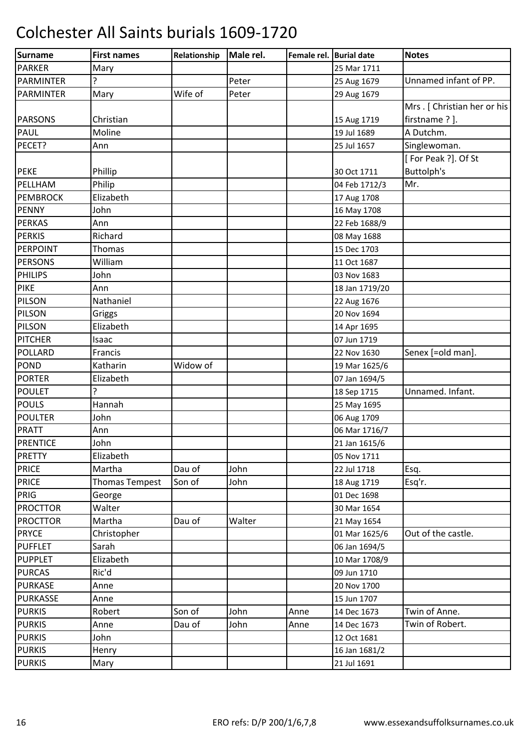# Colchester All Saints burials 1609-1720

| Surname | First names | Relationship | Male rel. | Female rel. | Burial date | Notes |
|---|---|---|---|---|---|---|
| PARKER | Mary | | | | 25 Mar 1711 | |
| PARMINTER | ? | | Peter | | 25 Aug 1679 | Unnamed infant of PP. |
| PARMINTER | Mary | Wife of | Peter | | 29 Aug 1679 | |
| PARSONS | Christian | | | | 15 Aug 1719 | Mrs . [ Christian her or his firstname ? ]. |
| PAUL | Moline | | | | 19 Jul 1689 | A Dutchm. |
| PECET? | Ann | | | | 25 Jul 1657 | Singlewoman. |
| PEKE | Phillip | | | | 30 Oct 1711 | [ For Peak ?]. Of St Buttolph's |
| PELLHAM | Philip | | | | 04 Feb 1712/3 | Mr. |
| PEMBROCK | Elizabeth | | | | 17 Aug 1708 | |
| PENNY | John | | | | 16 May 1708 | |
| PERKAS | Ann | | | | 22 Feb 1688/9 | |
| PERKIS | Richard | | | | 08 May 1688 | |
| PERPOINT | Thomas | | | | 15 Dec 1703 | |
| PERSONS | William | | | | 11 Oct 1687 | |
| PHILIPS | John | | | | 03 Nov 1683 | |
| PIKE | Ann | | | | 18 Jan 1719/20 | |
| PILSON | Nathaniel | | | | 22 Aug 1676 | |
| PILSON | Griggs | | | | 20 Nov 1694 | |
| PILSON | Elizabeth | | | | 14 Apr 1695 | |
| PITCHER | Isaac | | | | 07 Jun 1719 | |
| POLLARD | Francis | | | | 22 Nov 1630 | Senex [=old man]. |
| POND | Katharin | Widow of | | | 19 Mar 1625/6 | |
| PORTER | Elizabeth | | | | 07 Jan 1694/5 | |
| POULET | ? | | | | 18 Sep 1715 | Unnamed. Infant. |
| POULS | Hannah | | | | 25 May 1695 | |
| POULTER | John | | | | 06 Aug 1709 | |
| PRATT | Ann | | | | 06 Mar 1716/7 | |
| PRENTICE | John | | | | 21 Jan 1615/6 | |
| PRETTY | Elizabeth | | | | 05 Nov 1711 | |
| PRICE | Martha | Dau of | John | | 22 Jul 1718 | Esq. |
| PRICE | Thomas Tempest | Son of | John | | 18 Aug 1719 | Esq'r. |
| PRIG | George | | | | 01 Dec 1698 | |
| PROCTTOR | Walter | | | | 30 Mar 1654 | |
| PROCTTOR | Martha | Dau of | Walter | | 21 May 1654 | |
| PRYCE | Christopher | | | | 01 Mar 1625/6 | Out of the castle. |
| PUFFLET | Sarah | | | | 06 Jan 1694/5 | |
| PUPPLET | Elizabeth | | | | 10 Mar 1708/9 | |
| PURCAS | Ric'd | | | | 09 Jun 1710 | |
| PURKASE | Anne | | | | 20 Nov 1700 | |
| PURKASSE | Anne | | | | 15 Jun 1707 | |
| PURKIS | Robert | Son of | John | Anne | 14 Dec 1673 | Twin of Anne. |
| PURKIS | Anne | Dau of | John | Anne | 14 Dec 1673 | Twin of Robert. |
| PURKIS | John | | | | 12 Oct 1681 | |
| PURKIS | Henry | | | | 16 Jan 1681/2 | |
| PURKIS | Mary | | | | 21 Jul 1691 | |

ERO refs: D/P 200/1/6,7,8 www.essexandsuffolksurnames.co.uk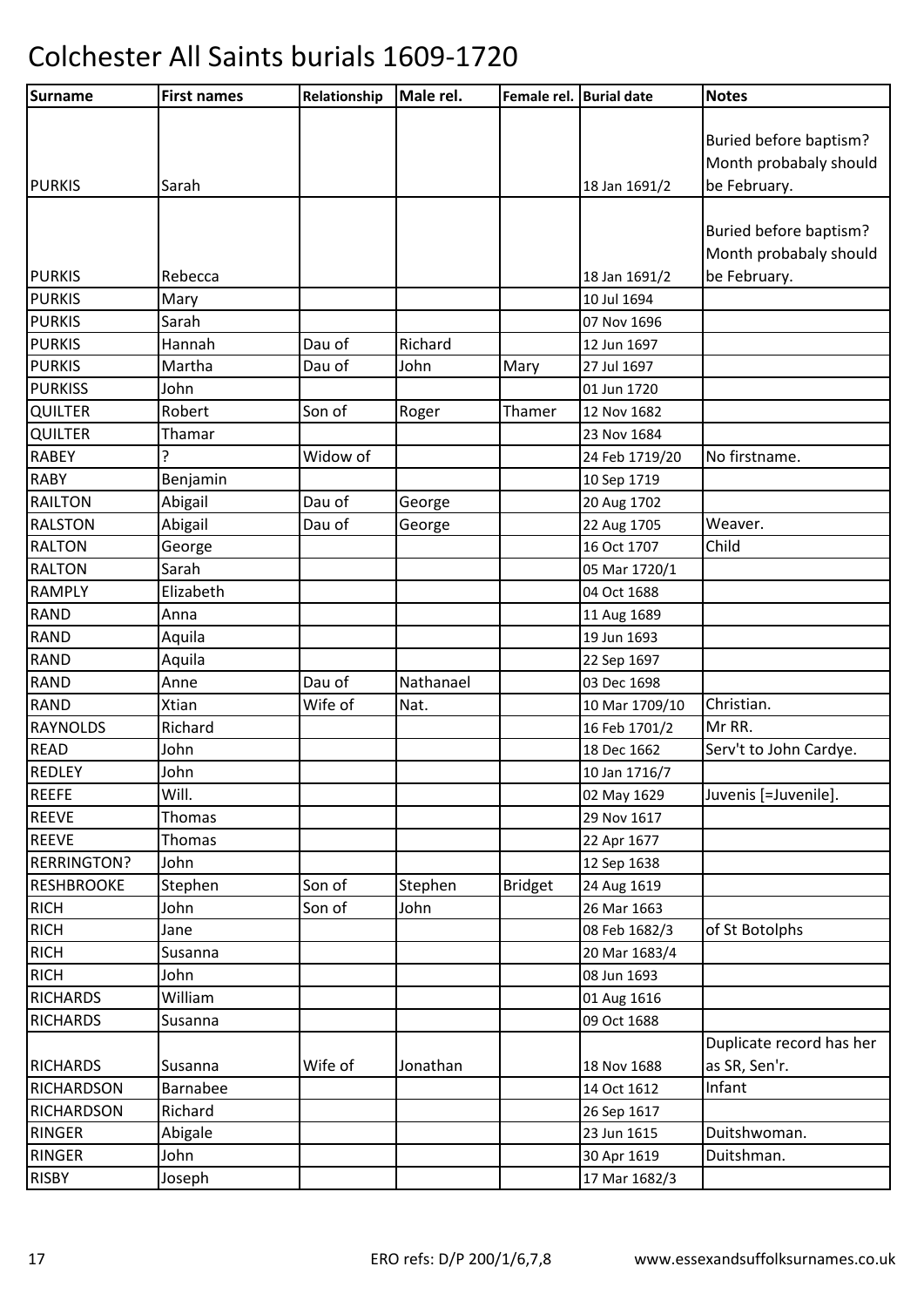# Colchester All Saints burials 1609-1720

| Surname | First names | Relationship | Male rel. | Female rel. | Burial date | Notes |
|---|---|---|---|---|---|---|
| PURKIS | Sarah | | | | 18 Jan 1691/2 | Buried before baptism? Month probabaly should be February. |
| PURKIS | Rebecca | | | | 18 Jan 1691/2 | Buried before baptism? Month probabaly should be February. |
| PURKIS | Mary | | | | 10 Jul 1694 | |
| PURKIS | Sarah | | | | 07 Nov 1696 | |
| PURKIS | Hannah | Dau of | Richard | | 12 Jun 1697 | |
| PURKIS | Martha | Dau of | John | Mary | 27 Jul 1697 | |
| PURKISS | John | | | | 01 Jun 1720 | |
| QUILTER | Robert | Son of | Roger | Thamer | 12 Nov 1682 | |
| QUILTER | Thamar | | | | 23 Nov 1684 | |
| RABEY | ? | Widow of | | | 24 Feb 1719/20 | No firstname. |
| RABY | Benjamin | | | | 10 Sep 1719 | |
| RAILTON | Abigail | Dau of | George | | 20 Aug 1702 | |
| RALSTON | Abigail | Dau of | George | | 22 Aug 1705 | Weaver. |
| RALTON | George | | | | 16 Oct 1707 | Child |
| RALTON | Sarah | | | | 05 Mar 1720/1 | |
| RAMPLY | Elizabeth | | | | 04 Oct 1688 | |
| RAND | Anna | | | | 11 Aug 1689 | |
| RAND | Aquila | | | | 19 Jun 1693 | |
| RAND | Aquila | | | | 22 Sep 1697 | |
| RAND | Anne | Dau of | Nathanael | | 03 Dec 1698 | |
| RAND | Xtian | Wife of | Nat. | | 10 Mar 1709/10 | Christian. |
| RAYNOLDS | Richard | | | | 16 Feb 1701/2 | Mr RR. |
| READ | John | | | | 18 Dec 1662 | Serv't to John Cardye. |
| REDLEY | John | | | | 10 Jan 1716/7 | |
| REEFE | Will. | | | | 02 May 1629 | Juvenis [=Juvenile]. |
| REEVE | Thomas | | | | 29 Nov 1617 | |
| REEVE | Thomas | | | | 22 Apr 1677 | |
| RERRINGTON? | John | | | | 12 Sep 1638 | |
| RESHBROOKE | Stephen | Son of | Stephen | Bridget | 24 Aug 1619 | |
| RICH | John | Son of | John | | 26 Mar 1663 | |
| RICH | Jane | | | | 08 Feb 1682/3 | of St Botolphs |
| RICH | Susanna | | | | 20 Mar 1683/4 | |
| RICH | John | | | | 08 Jun 1693 | |
| RICHARDS | William | | | | 01 Aug 1616 | |
| RICHARDS | Susanna | | | | 09 Oct 1688 | |
| RICHARDS | Susanna | Wife of | Jonathan | | 18 Nov 1688 | Duplicate record has her as SR, Sen'r. |
| RICHARDSON | Barnabee | | | | 14 Oct 1612 | Infant |
| RICHARDSON | Richard | | | | 26 Sep 1617 | |
| RINGER | Abigale | | | | 23 Jun 1615 | Duitshwoman. |
| RINGER | John | | | | 30 Apr 1619 | Duitshman. |
| RISBY | Joseph | | | | 17 Mar 1682/3 | |

ERO refs: D/P 200/1/6,7,8 www.essexandsuffolksurnames.co.uk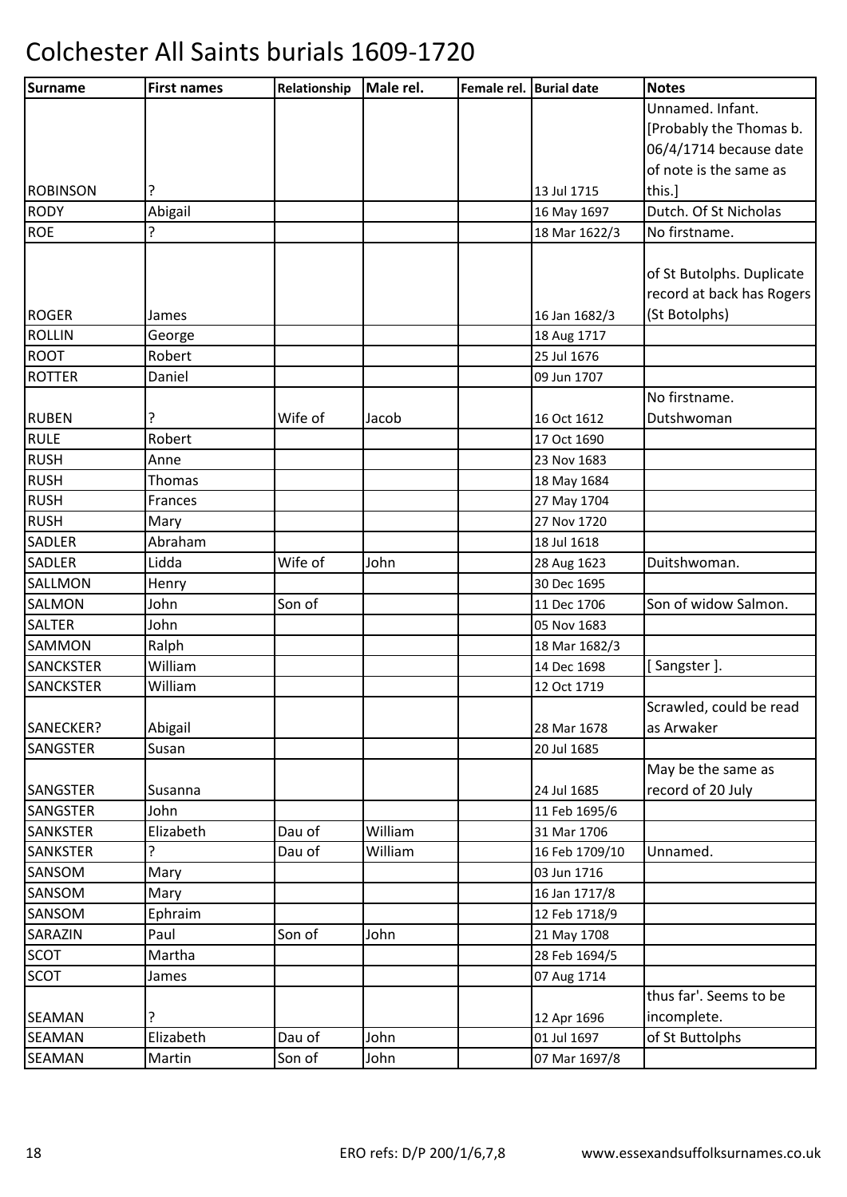# Colchester All Saints burials 1609-1720

| Surname | First names | Relationship | Male rel. | Female rel. | Burial date | Notes |
|---|---|---|---|---|---|---|
| ROBINSON | ? | | | | 13 Jul 1715 | Unnamed. Infant. [Probably the Thomas b. 06/4/1714 because date of note is the same as this.] |
| RODY | Abigail | | | | 16 May 1697 | Dutch. Of St Nicholas |
| ROE | ? | | | | 18 Mar 1622/3 | No firstname. |
| ROGER | James | | | | 16 Jan 1682/3 | of St Butolphs. Duplicate record at back has Rogers (St Botolphs) |
| ROLLIN | George | | | | 18 Aug 1717 | |
| ROOT | Robert | | | | 25 Jul 1676 | |
| ROTTER | Daniel | | | | 09 Jun 1707 | |
| RUBEN | ? | Wife of | Jacob | | 16 Oct 1612 | No firstname. Dutshwoman |
| RULE | Robert | | | | 17 Oct 1690 | |
| RUSH | Anne | | | | 23 Nov 1683 | |
| RUSH | Thomas | | | | 18 May 1684 | |
| RUSH | Frances | | | | 27 May 1704 | |
| RUSH | Mary | | | | 27 Nov 1720 | |
| SADLER | Abraham | | | | 18 Jul 1618 | |
| SADLER | Lidda | Wife of | John | | 28 Aug 1623 | Duitshwoman. |
| SALLMON | Henry | | | | 30 Dec 1695 | |
| SALMON | John | Son of | | | 11 Dec 1706 | Son of widow Salmon. |
| SALTER | John | | | | 05 Nov 1683 | |
| SAMMON | Ralph | | | | 18 Mar 1682/3 | |
| SANCKSTER | William | | | | 14 Dec 1698 | [ Sangster ]. |
| SANCKSTER | William | | | | 12 Oct 1719 | |
| SANECKER? | Abigail | | | | 28 Mar 1678 | Scrawled, could be read as Arwaker |
| SANGSTER | Susan | | | | 20 Jul 1685 | |
| SANGSTER | Susanna | | | | 24 Jul 1685 | May be the same as record of 20 July |
| SANGSTER | John | | | | 11 Feb 1695/6 | |
| SANKSTER | Elizabeth | Dau of | William | | 31 Mar 1706 | |
| SANKSTER | ? | Dau of | William | | 16 Feb 1709/10 | Unnamed. |
| SANSOM | Mary | | | | 03 Jun 1716 | |
| SANSOM | Mary | | | | 16 Jan 1717/8 | |
| SANSOM | Ephraim | | | | 12 Feb 1718/9 | |
| SARAZIN | Paul | Son of | John | | 21 May 1708 | |
| SCOT | Martha | | | | 28 Feb 1694/5 | |
| SCOT | James | | | | 07 Aug 1714 | |
| SEAMAN | ? | | | | 12 Apr 1696 | thus far'. Seems to be incomplete. |
| SEAMAN | Elizabeth | Dau of | John | | 01 Jul 1697 | of St Buttolphs |
| SEAMAN | Martin | Son of | John | | 07 Mar 1697/8 | |

ERO refs: D/P 200/1/6,7,8 www.essexandsuffolksurnames.co.uk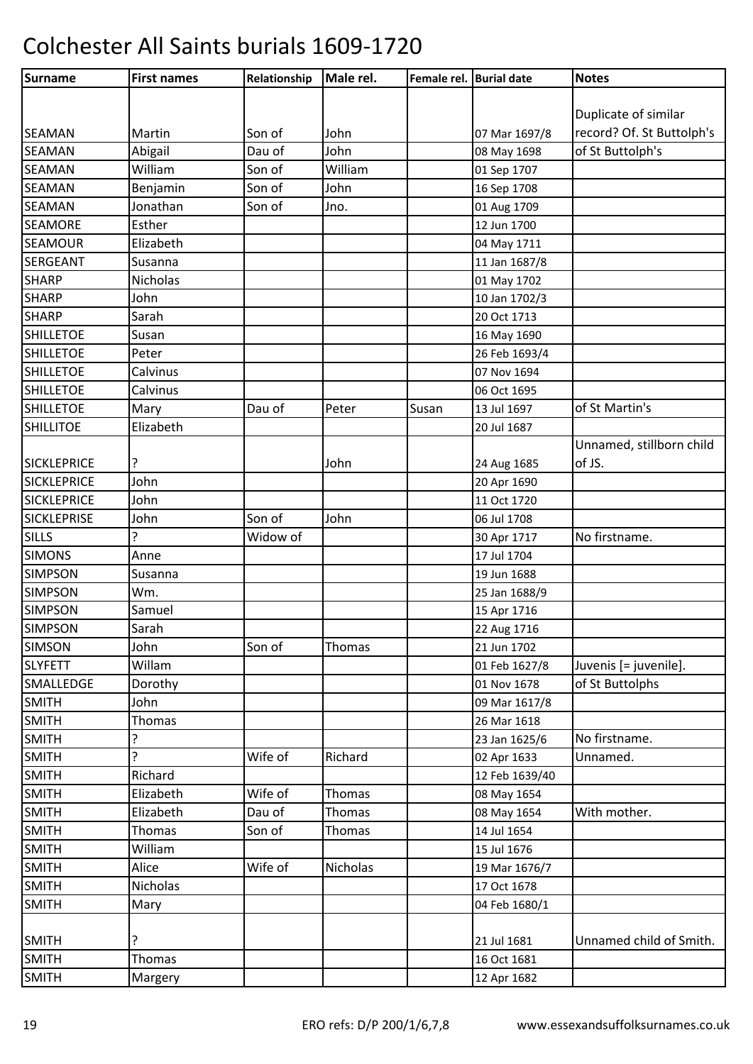# Colchester All Saints burials 1609-1720

| Surname | First names | Relationship | Male rel. | Female rel. | Burial date | Notes |
|---|---|---|---|---|---|---|
| SEAMAN | Martin | Son of | John | | 07 Mar 1697/8 | Duplicate of similar record? Of. St Buttolph's |
| SEAMAN | Abigail | Dau of | John | | 08 May 1698 | of St Buttolph's |
| SEAMAN | William | Son of | William | | 01 Sep 1707 | |
| SEAMAN | Benjamin | Son of | John | | 16 Sep 1708 | |
| SEAMAN | Jonathan | Son of | Jno. | | 01 Aug 1709 | |
| SEAMORE | Esther | | | | 12 Jun 1700 | |
| SEAMOUR | Elizabeth | | | | 04 May 1711 | |
| SERGEANT | Susanna | | | | 11 Jan 1687/8 | |
| SHARP | Nicholas | | | | 01 May 1702 | |
| SHARP | John | | | | 10 Jan 1702/3 | |
| SHARP | Sarah | | | | 20 Oct 1713 | |
| SHILLETOE | Susan | | | | 16 May 1690 | |
| SHILLETOE | Peter | | | | 26 Feb 1693/4 | |
| SHILLETOE | Calvinus | | | | 07 Nov 1694 | |
| SHILLETOE | Calvinus | | | | 06 Oct 1695 | |
| SHILLETOE | Mary | Dau of | Peter | Susan | 13 Jul 1697 | of St Martin's |
| SHILLITOE | Elizabeth | | | | 20 Jul 1687 | |
| SICKLEPRICE | ? | | John | | 24 Aug 1685 | Unnamed, stillborn child of JS. |
| SICKLEPRICE | John | | | | 20 Apr 1690 | |
| SICKLEPRICE | John | | | | 11 Oct 1720 | |
| SICKLEPRISE | John | Son of | John | | 06 Jul 1708 | |
| SILLS | ? | Widow of | | | 30 Apr 1717 | No firstname. |
| SIMONS | Anne | | | | 17 Jul 1704 | |
| SIMPSON | Susanna | | | | 19 Jun 1688 | |
| SIMPSON | Wm. | | | | 25 Jan 1688/9 | |
| SIMPSON | Samuel | | | | 15 Apr 1716 | |
| SIMPSON | Sarah | | | | 22 Aug 1716 | |
| SIMSON | John | Son of | Thomas | | 21 Jun 1702 | |
| SLYFETT | Willam | | | | 01 Feb 1627/8 | Juvenis [= juvenile]. |
| SMALLEDGE | Dorothy | | | | 01 Nov 1678 | of St Buttolphs |
| SMITH | John | | | | 09 Mar 1617/8 | |
| SMITH | Thomas | | | | 26 Mar 1618 | |
| SMITH | ? | | | | 23 Jan 1625/6 | No firstname. |
| SMITH | ? | Wife of | Richard | | 02 Apr 1633 | Unnamed. |
| SMITH | Richard | | | | 12 Feb 1639/40 | |
| SMITH | Elizabeth | Wife of | Thomas | | 08 May 1654 | |
| SMITH | Elizabeth | Dau of | Thomas | | 08 May 1654 | With mother. |
| SMITH | Thomas | Son of | Thomas | | 14 Jul 1654 | |
| SMITH | William | | | | 15 Jul 1676 | |
| SMITH | Alice | Wife of | Nicholas | | 19 Mar 1676/7 | |
| SMITH | Nicholas | | | | 17 Oct 1678 | |
| SMITH | Mary | | | | 04 Feb 1680/1 | |
| SMITH | ? | | | | 21 Jul 1681 | Unnamed child of Smith. |
| SMITH | Thomas | | | | 16 Oct 1681 | |
| SMITH | Margery | | | | 12 Apr 1682 | |

ERO refs: D/P 200/1/6,7,8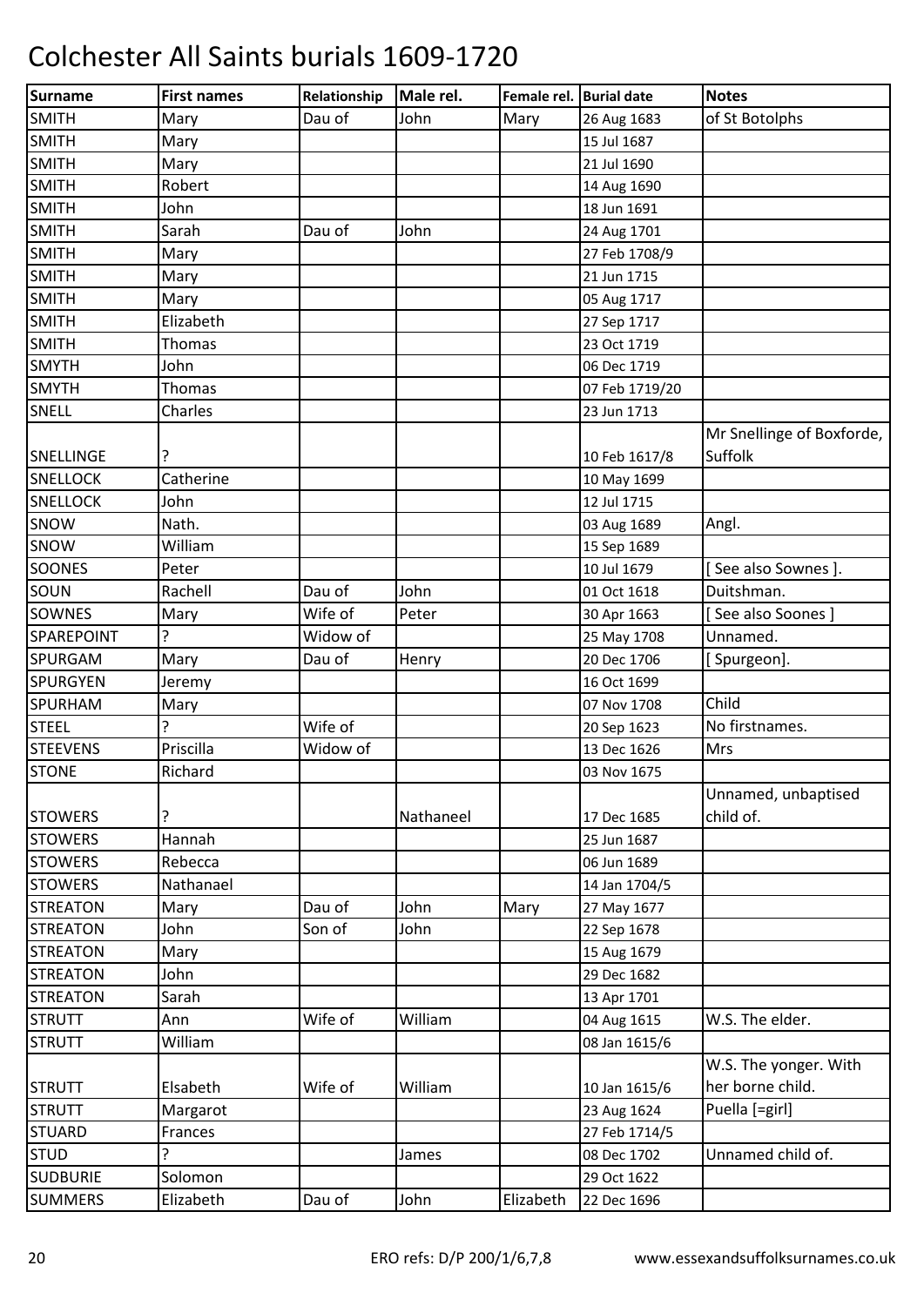# Colchester All Saints burials 1609-1720

| Surname | First names | Relationship | Male rel. | Female rel. | Burial date | Notes |
|---|---|---|---|---|---|---|
| SMITH | Mary | Dau of | John | Mary | 26 Aug 1683 | of St Botolphs |
| SMITH | Mary | | | | 15 Jul 1687 | |
| SMITH | Mary | | | | 21 Jul 1690 | |
| SMITH | Robert | | | | 14 Aug 1690 | |
| SMITH | John | | | | 18 Jun 1691 | |
| SMITH | Sarah | Dau of | John | | 24 Aug 1701 | |
| SMITH | Mary | | | | 27 Feb 1708/9 | |
| SMITH | Mary | | | | 21 Jun 1715 | |
| SMITH | Mary | | | | 05 Aug 1717 | |
| SMITH | Elizabeth | | | | 27 Sep 1717 | |
| SMITH | Thomas | | | | 23 Oct 1719 | |
| SMYTH | John | | | | 06 Dec 1719 | |
| SMYTH | Thomas | | | | 07 Feb 1719/20 | |
| SNELL | Charles | | | | 23 Jun 1713 | |
| SNELLINGE | ? | | | | 10 Feb 1617/8 | Mr Snellinge of Boxforde, Suffolk |
| SNELLOCK | Catherine | | | | 10 May 1699 | |
| SNELLOCK | John | | | | 12 Jul 1715 | |
| SNOW | Nath. | | | | 03 Aug 1689 | Angl. |
| SNOW | William | | | | 15 Sep 1689 | |
| SOONES | Peter | | | | 10 Jul 1679 | [ See also Sownes ]. |
| SOUN | Rachell | Dau of | John | | 01 Oct 1618 | Duitshman. |
| SOWNES | Mary | Wife of | Peter | | 30 Apr 1663 | [ See also Soones ] |
| SPAREPOINT | ? | Widow of | | | 25 May 1708 | Unnamed. |
| SPURGAM | Mary | Dau of | Henry | | 20 Dec 1706 | [ Spurgeon]. |
| SPURGYEN | Jeremy | | | | 16 Oct 1699 | |
| SPURHAM | Mary | | | | 07 Nov 1708 | Child |
| STEEL | ? | Wife of | | | 20 Sep 1623 | No firstnames. |
| STEEVENS | Priscilla | Widow of | | | 13 Dec 1626 | Mrs |
| STONE | Richard | | | | 03 Nov 1675 | |
| STOWERS | ? | | Nathaneel | | 17 Dec 1685 | Unnamed, unbaptised child of. |
| STOWERS | Hannah | | | | 25 Jun 1687 | |
| STOWERS | Rebecca | | | | 06 Jun 1689 | |
| STOWERS | Nathanael | | | | 14 Jan 1704/5 | |
| STREATON | Mary | Dau of | John | Mary | 27 May 1677 | |
| STREATON | John | Son of | John | | 22 Sep 1678 | |
| STREATON | Mary | | | | 15 Aug 1679 | |
| STREATON | John | | | | 29 Dec 1682 | |
| STREATON | Sarah | | | | 13 Apr 1701 | |
| STRUTT | Ann | Wife of | William | | 04 Aug 1615 | W.S. The elder. |
| STRUTT | William | | | | 08 Jan 1615/6 | |
| STRUTT | Elsabeth | Wife of | William | | 10 Jan 1615/6 | W.S. The yonger. With her borne child. |
| STRUTT | Margarot | | | | 23 Aug 1624 | Puella [=girl] |
| STUARD | Frances | | | | 27 Feb 1714/5 | |
| STUD | ? | | James | | 08 Dec 1702 | Unnamed child of. |
| SUDBURIE | Solomon | | | | 29 Oct 1622 | |
| SUMMERS | Elizabeth | Dau of | John | Elizabeth | 22 Dec 1696 | |

ERO refs: D/P 200/1/6,7,8 www.essexandsuffolksurnames.co.uk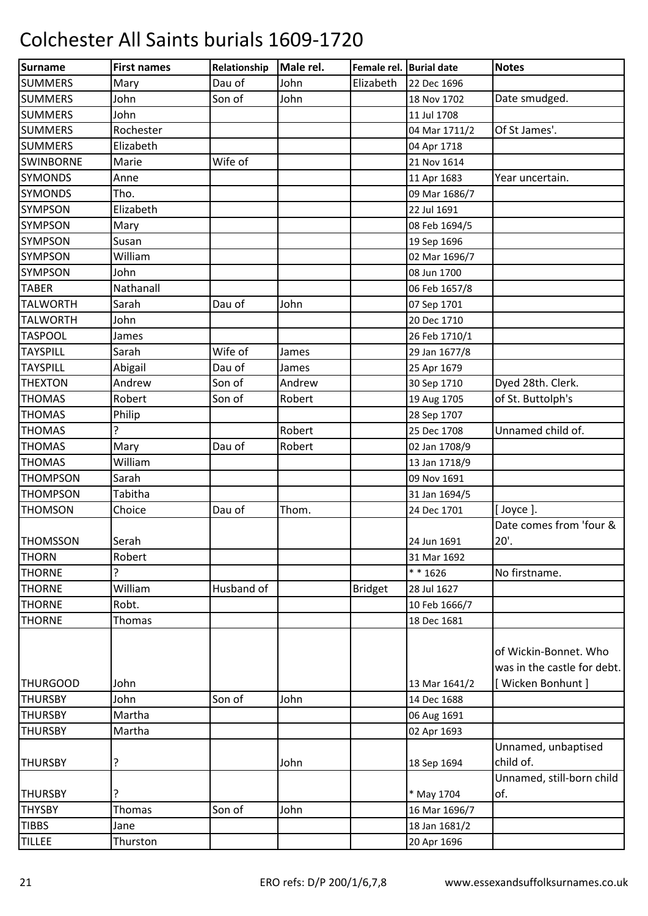# Colchester All Saints burials 1609-1720

| Surname | First names | Relationship | Male rel. | Female rel. | Burial date | Notes |
|---|---|---|---|---|---|---|
| SUMMERS | Mary | Dau of | John | Elizabeth | 22 Dec 1696 | |
| SUMMERS | John | Son of | John | | 18 Nov 1702 | Date smudged. |
| SUMMERS | John | | | | 11 Jul 1708 | |
| SUMMERS | Rochester | | | | 04 Mar 1711/2 | Of St James'. |
| SUMMERS | Elizabeth | | | | 04 Apr 1718 | |
| SWINBORNE | Marie | Wife of | | | 21 Nov 1614 | |
| SYMONDS | Anne | | | | 11 Apr 1683 | Year uncertain. |
| SYMONDS | Tho. | | | | 09 Mar 1686/7 | |
| SYMPSON | Elizabeth | | | | 22 Jul 1691 | |
| SYMPSON | Mary | | | | 08 Feb 1694/5 | |
| SYMPSON | Susan | | | | 19 Sep 1696 | |
| SYMPSON | William | | | | 02 Mar 1696/7 | |
| SYMPSON | John | | | | 08 Jun 1700 | |
| TABER | Nathanall | | | | 06 Feb 1657/8 | |
| TALWORTH | Sarah | Dau of | John | | 07 Sep 1701 | |
| TALWORTH | John | | | | 20 Dec 1710 | |
| TASPOOL | James | | | | 26 Feb 1710/1 | |
| TAYSPILL | Sarah | Wife of | James | | 29 Jan 1677/8 | |
| TAYSPILL | Abigail | Dau of | James | | 25 Apr 1679 | |
| THEXTON | Andrew | Son of | Andrew | | 30 Sep 1710 | Dyed 28th. Clerk. |
| THOMAS | Robert | Son of | Robert | | 19 Aug 1705 | of St. Buttolph's |
| THOMAS | Philip | | | | 28 Sep 1707 | |
| THOMAS | ? | | Robert | | 25 Dec 1708 | Unnamed child of. |
| THOMAS | Mary | Dau of | Robert | | 02 Jan 1708/9 | |
| THOMAS | William | | | | 13 Jan 1718/9 | |
| THOMPSON | Sarah | | | | 09 Nov 1691 | |
| THOMPSON | Tabitha | | | | 31 Jan 1694/5 | |
| THOMSON | Choice | Dau of | Thom. | | 24 Dec 1701 | [ Joyce ]. |
| THOMSSON | Serah | | | | 24 Jun 1691 | Date comes from 'four & 20'. |
| THORN | Robert | | | | 31 Mar 1692 | |
| THORNE | ? | | | | * * 1626 | No firstname. |
| THORNE | William | Husband of | | Bridget | 28 Jul 1627 | |
| THORNE | Robt. | | | | 10 Feb 1666/7 | |
| THORNE | Thomas | | | | 18 Dec 1681 | |
| THURGOOD | John | | | | 13 Mar 1641/2 | of Wickin-Bonnet. Who was in the castle for debt. [ Wicken Bonhunt ] |
| THURSBY | John | Son of | John | | 14 Dec 1688 | |
| THURSBY | Martha | | | | 06 Aug 1691 | |
| THURSBY | Martha | | | | 02 Apr 1693 | |
| THURSBY | ? | | John | | 18 Sep 1694 | Unnamed, unbaptised child of. |
| THURSBY | ? | | | | * May 1704 | Unnamed, still-born child of. |
| THYSBY | Thomas | Son of | John | | 16 Mar 1696/7 | |
| TIBBS | Jane | | | | 18 Jan 1681/2 | |
| TILLEE | Thurston | | | | 20 Apr 1696 | |

ERO refs: D/P 200/1/6,7,8 www.essexandsuffolksurnames.co.uk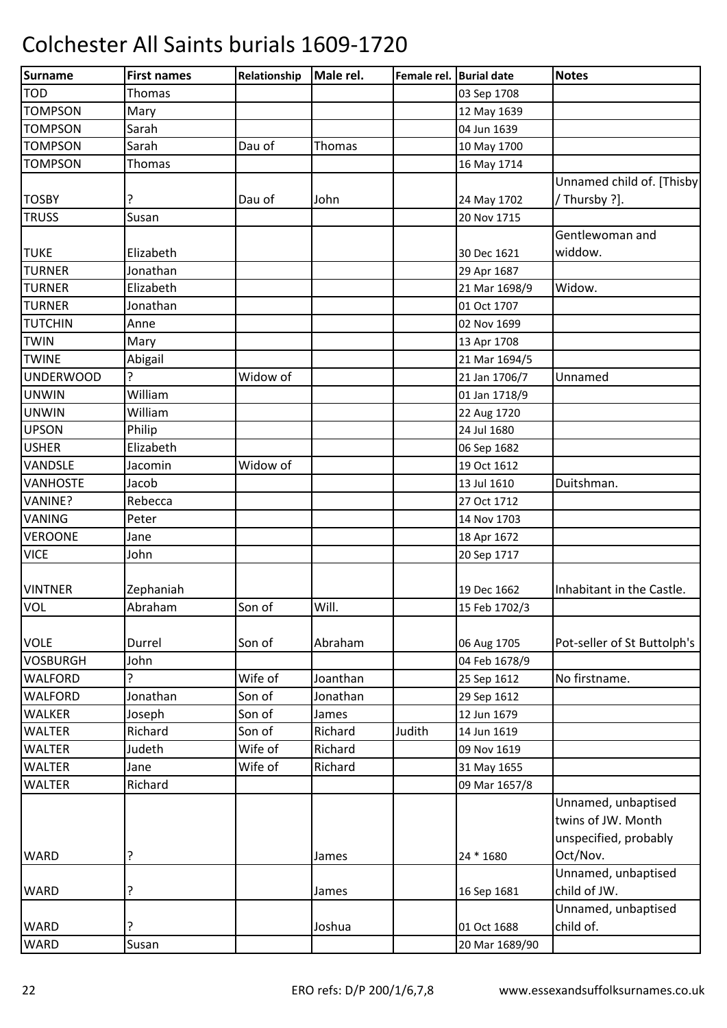# Colchester All Saints burials 1609-1720

| Surname | First names | Relationship | Male rel. | Female rel. | Burial date | Notes |
|---|---|---|---|---|---|---|
| TOD | Thomas | | | | 03 Sep 1708 | |
| TOMPSON | Mary | | | | 12 May 1639 | |
| TOMPSON | Sarah | | | | 04 Jun 1639 | |
| TOMPSON | Sarah | Dau of | Thomas | | 10 May 1700 | |
| TOMPSON | Thomas | | | | 16 May 1714 | |
| TOSBY | ? | Dau of | John | | 24 May 1702 | Unnamed child of. [Thisby / Thursby ?]. |
| TRUSS | Susan | | | | 20 Nov 1715 | |
| TUKE | Elizabeth | | | | 30 Dec 1621 | Gentlewoman and widdow. |
| TURNER | Jonathan | | | | 29 Apr 1687 | |
| TURNER | Elizabeth | | | | 21 Mar 1698/9 | Widow. |
| TURNER | Jonathan | | | | 01 Oct 1707 | |
| TUTCHIN | Anne | | | | 02 Nov 1699 | |
| TWIN | Mary | | | | 13 Apr 1708 | |
| TWINE | Abigail | | | | 21 Mar 1694/5 | |
| UNDERWOOD | ? | Widow of | | | 21 Jan 1706/7 | Unnamed |
| UNWIN | William | | | | 01 Jan 1718/9 | |
| UNWIN | William | | | | 22 Aug 1720 | |
| UPSON | Philip | | | | 24 Jul 1680 | |
| USHER | Elizabeth | | | | 06 Sep 1682 | |
| VANDSLE | Jacomin | Widow of | | | 19 Oct 1612 | |
| VANHOSTE | Jacob | | | | 13 Jul 1610 | Duitshman. |
| VANINE? | Rebecca | | | | 27 Oct 1712 | |
| VANING | Peter | | | | 14 Nov 1703 | |
| VEROONE | Jane | | | | 18 Apr 1672 | |
| VICE | John | | | | 20 Sep 1717 | |
| VINTNER | Zephaniah | | | | 19 Dec 1662 | Inhabitant in the Castle. |
| VOL | Abraham | Son of | Will. | | 15 Feb 1702/3 | |
| VOLE | Durrel | Son of | Abraham | | 06 Aug 1705 | Pot-seller of St Buttolph's |
| VOSBURGH | John | | | | 04 Feb 1678/9 | |
| WALFORD | ? | Wife of | Joanthan | | 25 Sep 1612 | No firstname. |
| WALFORD | Jonathan | Son of | Jonathan | | 29 Sep 1612 | |
| WALKER | Joseph | Son of | James | | 12 Jun 1679 | |
| WALTER | Richard | Son of | Richard | Judith | 14 Jun 1619 | |
| WALTER | Judeth | Wife of | Richard | | 09 Nov 1619 | |
| WALTER | Jane | Wife of | Richard | | 31 May 1655 | |
| WALTER | Richard | | | | 09 Mar 1657/8 | |
| WARD | ? | | James | | 24 * 1680 | Unnamed, unbaptised twins of JW. Month unspecified, probably Oct/Nov. |
| WARD | ? | | James | | 16 Sep 1681 | Unnamed, unbaptised child of JW. |
| WARD | ? | | Joshua | | 01 Oct 1688 | Unnamed, unbaptised child of. |
| WARD | Susan | | | | 20 Mar 1689/90 | |

ERO refs: D/P 200/1/6,7,8 www.essexandsuffolksurnames.co.uk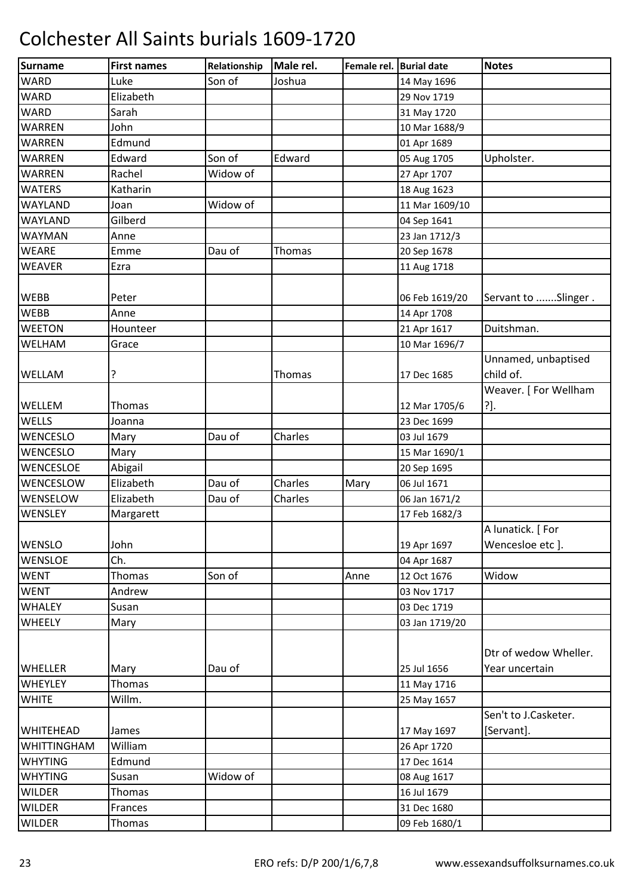# Colchester All Saints burials 1609-1720

| Surname | First names | Relationship | Male rel. | Female rel. | Burial date | Notes |
|---|---|---|---|---|---|---|
| WARD | Luke | Son of | Joshua | | 14 May 1696 | |
| WARD | Elizabeth | | | | 29 Nov 1719 | |
| WARD | Sarah | | | | 31 May 1720 | |
| WARREN | John | | | | 10 Mar 1688/9 | |
| WARREN | Edmund | | | | 01 Apr 1689 | |
| WARREN | Edward | Son of | Edward | | 05 Aug 1705 | Upholster. |
| WARREN | Rachel | Widow of | | | 27 Apr 1707 | |
| WATERS | Katharin | | | | 18 Aug 1623 | |
| WAYLAND | Joan | Widow of | | | 11 Mar 1609/10 | |
| WAYLAND | Gilberd | | | | 04 Sep 1641 | |
| WAYMAN | Anne | | | | 23 Jan 1712/3 | |
| WEARE | Emme | Dau of | Thomas | | 20 Sep 1678 | |
| WEAVER | Ezra | | | | 11 Aug 1718 | |
| WEBB | Peter | | | | 06 Feb 1619/20 | Servant to .......Slinger . |
| WEBB | Anne | | | | 14 Apr 1708 | |
| WEETON | Hounteer | | | | 21 Apr 1617 | Duitshman. |
| WELHAM | Grace | | | | 10 Mar 1696/7 | |
| WELLAM | ? | | Thomas | | 17 Dec 1685 | Unnamed, unbaptised child of. |
| WELLEM | Thomas | | | | 12 Mar 1705/6 | Weaver. [ For Wellham ?]. |
| WELLS | Joanna | | | | 23 Dec 1699 | |
| WENCESLO | Mary | Dau of | Charles | | 03 Jul 1679 | |
| WENCESLO | Mary | | | | 15 Mar 1690/1 | |
| WENCESLOE | Abigail | | | | 20 Sep 1695 | |
| WENCESLOW | Elizabeth | Dau of | Charles | Mary | 06 Jul 1671 | |
| WENSELOW | Elizabeth | Dau of | Charles | | 06 Jan 1671/2 | |
| WENSLEY | Margarett | | | | 17 Feb 1682/3 | |
| WENSLO | John | | | | 19 Apr 1697 | A lunatick. [ For Wencesloe etc ]. |
| WENSLOE | Ch. | | | | 04 Apr 1687 | |
| WENT | Thomas | Son of | | Anne | 12 Oct 1676 | Widow |
| WENT | Andrew | | | | 03 Nov 1717 | |
| WHALEY | Susan | | | | 03 Dec 1719 | |
| WHEELY | Mary | | | | 03 Jan 1719/20 | |
| WHELLER | Mary | Dau of | | | 25 Jul 1656 | Dtr of wedow Wheller. Year uncertain |
| WHEYLEY | Thomas | | | | 11 May 1716 | |
| WHITE | Willm. | | | | 25 May 1657 | |
| WHITEHEAD | James | | | | 17 May 1697 | Sen't to J.Casketer. [Servant]. |
| WHITTINGHAM | William | | | | 26 Apr 1720 | |
| WHYTING | Edmund | | | | 17 Dec 1614 | |
| WHYTING | Susan | Widow of | | | 08 Aug 1617 | |
| WILDER | Thomas | | | | 16 Jul 1679 | |
| WILDER | Frances | | | | 31 Dec 1680 | |
| WILDER | Thomas | | | | 09 Feb 1680/1 | |

ERO refs: D/P 200/1/6,7,8 www.essexandsuffolksurnames.co.uk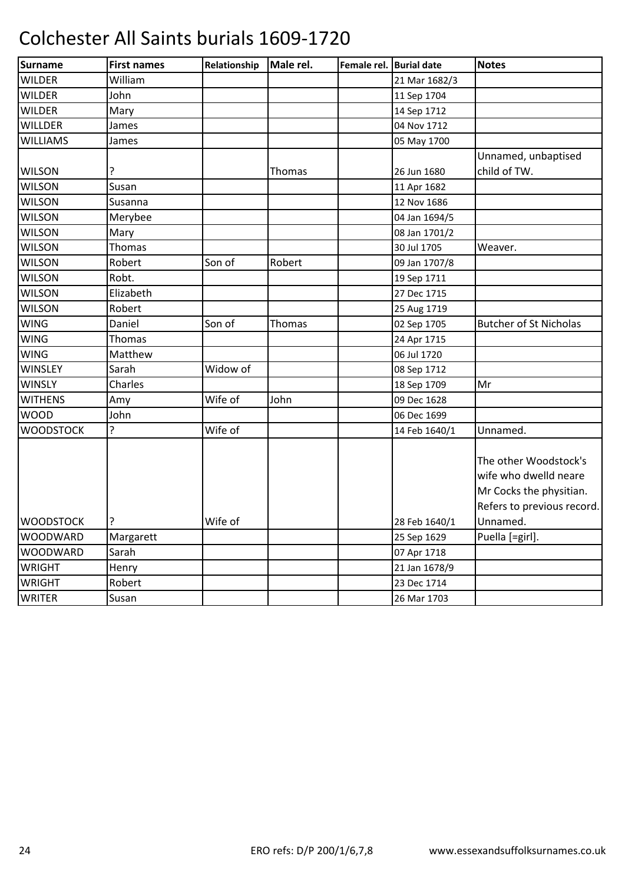# Colchester All Saints burials 1609-1720

| Surname | First names | Relationship | Male rel. | Female rel. | Burial date | Notes |
|---|---|---|---|---|---|---|
| WILDER | William | | | | 21 Mar 1682/3 | |
| WILDER | John | | | | 11 Sep 1704 | |
| WILDER | Mary | | | | 14 Sep 1712 | |
| WILLDER | James | | | | 04 Nov 1712 | |
| WILLIAMS | James | | | | 05 May 1700 | |
| WILSON | ? | | Thomas | | 26 Jun 1680 | Unnamed, unbaptised child of TW. |
| WILSON | Susan | | | | 11 Apr 1682 | |
| WILSON | Susanna | | | | 12 Nov 1686 | |
| WILSON | Merybee | | | | 04 Jan 1694/5 | |
| WILSON | Mary | | | | 08 Jan 1701/2 | |
| WILSON | Thomas | | | | 30 Jul 1705 | Weaver. |
| WILSON | Robert | Son of | Robert | | 09 Jan 1707/8 | |
| WILSON | Robt. | | | | 19 Sep 1711 | |
| WILSON | Elizabeth | | | | 27 Dec 1715 | |
| WILSON | Robert | | | | 25 Aug 1719 | |
| WING | Daniel | Son of | Thomas | | 02 Sep 1705 | Butcher of St Nicholas |
| WING | Thomas | | | | 24 Apr 1715 | |
| WING | Matthew | | | | 06 Jul 1720 | |
| WINSLEY | Sarah | Widow of | | | 08 Sep 1712 | |
| WINSLY | Charles | | | | 18 Sep 1709 | Mr |
| WITHENS | Amy | Wife of | John | | 09 Dec 1628 | |
| WOOD | John | | | | 06 Dec 1699 | |
| WOODSTOCK | ? | Wife of | | | 14 Feb 1640/1 | Unnamed. |
| WOODSTOCK | ? | Wife of | | | 28 Feb 1640/1 | The other Woodstock's wife who dwelld neare Mr Cocks the physitian. Refers to previous record. Unnamed. |
| WOODWARD | Margarett | | | | 25 Sep 1629 | Puella [=girl]. |
| WOODWARD | Sarah | | | | 07 Apr 1718 | |
| WRIGHT | Henry | | | | 21 Jan 1678/9 | |
| WRIGHT | Robert | | | | 23 Dec 1714 | |
| WRITER | Susan | | | | 26 Mar 1703 | |

ERO refs: D/P 200/1/6,7,8 www.essexandsuffolksurnames.co.uk